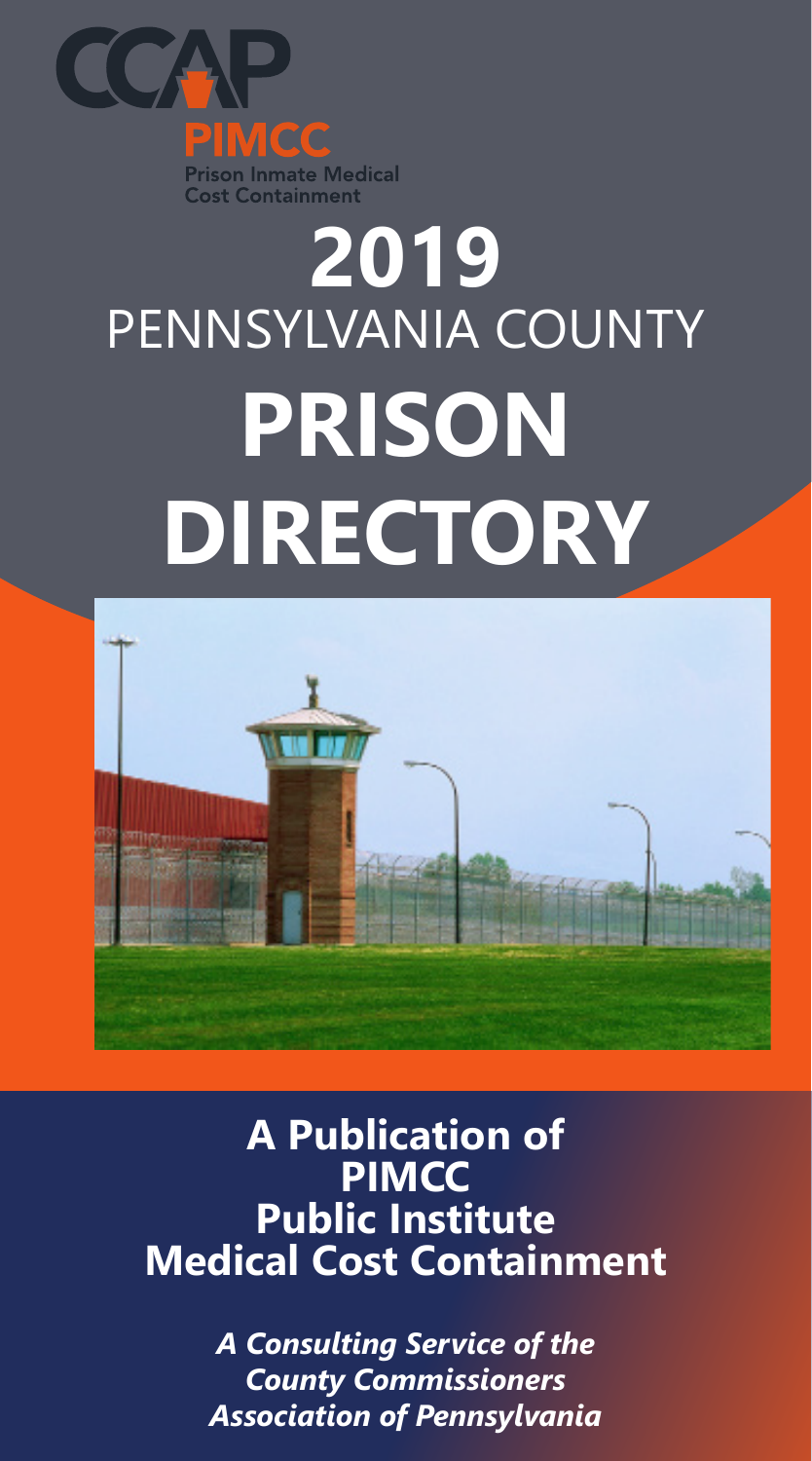CCAP

PIMCC

Prison Inmate Medical Cost Containment

# 2019
## PENNSYLVANIA COUNTY
# PRISON DIRECTORY

**A Publication of PIMCC**
**Public Institute Medical Cost Containment**

***A Consulting Service of the County Commissioners Association of Pennsylvania***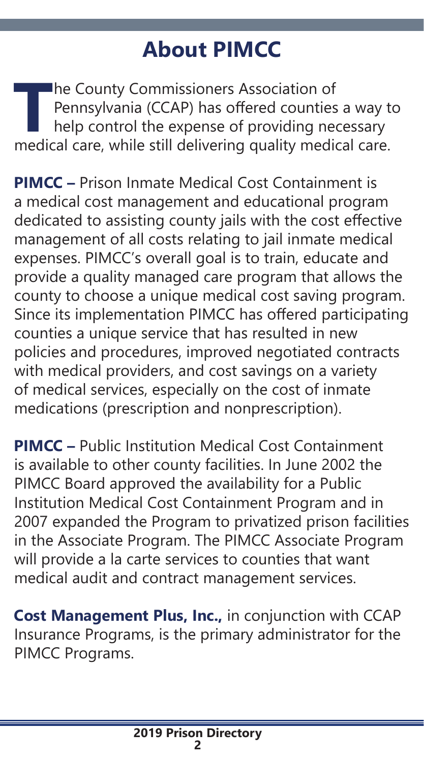# About PIMCC

The County Commissioners Association of Pennsylvania (CCAP) has offered counties a way to help control the expense of providing necessary medical care, while still delivering quality medical care.

**PIMCC –** Prison Inmate Medical Cost Containment is a medical cost management and educational program dedicated to assisting county jails with the cost effective management of all costs relating to jail inmate medical expenses. PIMCC's overall goal is to train, educate and provide a quality managed care program that allows the county to choose a unique medical cost saving program. Since its implementation PIMCC has offered participating counties a unique service that has resulted in new policies and procedures, improved negotiated contracts with medical providers, and cost savings on a variety of medical services, especially on the cost of inmate medications (prescription and nonprescription).

**PIMCC –** Public Institution Medical Cost Containment is available to other county facilities. In June 2002 the PIMCC Board approved the availability for a Public Institution Medical Cost Containment Program and in 2007 expanded the Program to privatized prison facilities in the Associate Program. The PIMCC Associate Program will provide a la carte services to counties that want medical audit and contract management services.

**Cost Management Plus, Inc.,** in conjunction with CCAP Insurance Programs, is the primary administrator for the PIMCC Programs.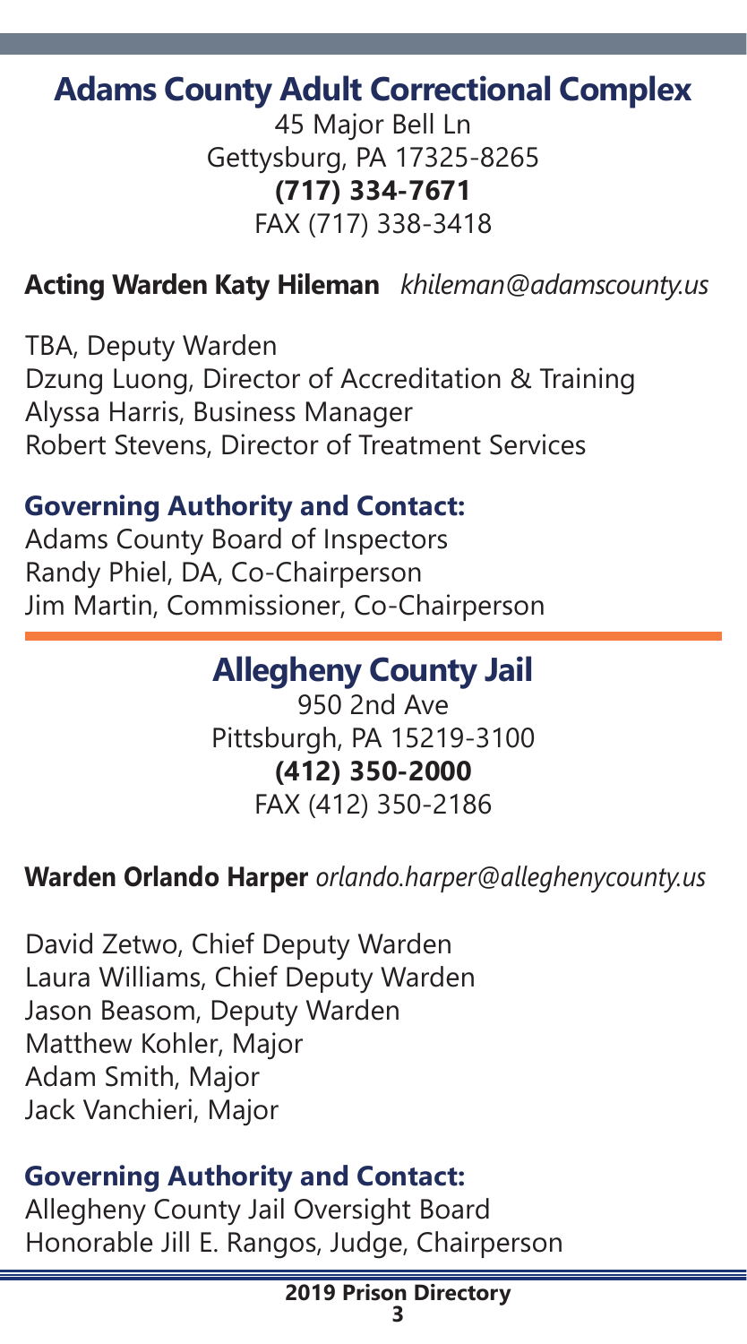## Adams County Adult Correctional Complex

45 Major Bell Ln
Gettysburg, PA 17325-8265
**(717) 334-7671**
FAX (717) 338-3418

**Acting Warden Katy Hileman** *khileman@adamscounty.us*

TBA, Deputy Warden
Dzung Luong, Director of Accreditation & Training
Alyssa Harris, Business Manager
Robert Stevens, Director of Treatment Services

### Governing Authority and Contact:

Adams County Board of Inspectors
Randy Phiel, DA, Co-Chairperson
Jim Martin, Commissioner, Co-Chairperson

## Allegheny County Jail

950 2nd Ave
Pittsburgh, PA 15219-3100
**(412) 350-2000**
FAX (412) 350-2186

**Warden Orlando Harper** *orlando.harper@alleghenycounty.us*

David Zetwo, Chief Deputy Warden
Laura Williams, Chief Deputy Warden
Jason Beasom, Deputy Warden
Matthew Kohler, Major
Adam Smith, Major
Jack Vanchieri, Major

### Governing Authority and Contact:

Allegheny County Jail Oversight Board
Honorable Jill E. Rangos, Judge, Chairperson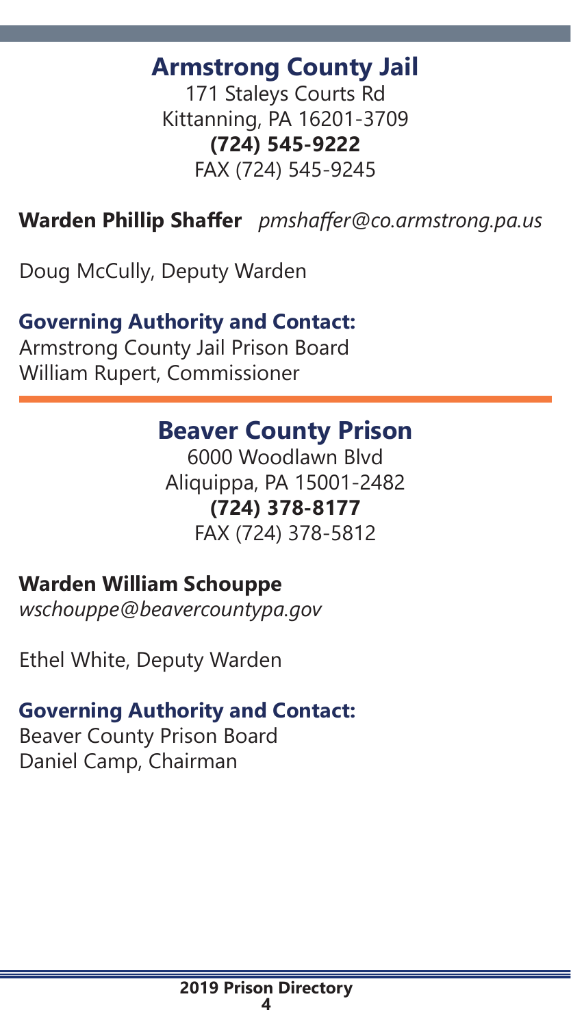## Armstrong County Jail

171 Staleys Courts Rd
Kittanning, PA 16201-3709
**(724) 545-9222**
FAX (724) 545-9245

**Warden Phillip Shaffer** *pmshaffer@co.armstrong.pa.us*

Doug McCully, Deputy Warden

### Governing Authority and Contact:

Armstrong County Jail Prison Board
William Rupert, Commissioner

## Beaver County Prison

6000 Woodlawn Blvd
Aliquippa, PA 15001-2482
**(724) 378-8177**
FAX (724) 378-5812

**Warden William Schouppe**
*wschouppe@beavercountypa.gov*

Ethel White, Deputy Warden

### Governing Authority and Contact:

Beaver County Prison Board
Daniel Camp, Chairman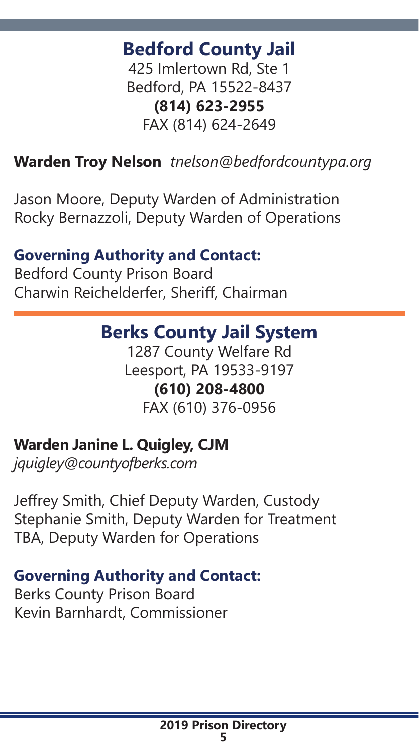## Bedford County Jail

425 Imlertown Rd, Ste 1
Bedford, PA 15522-8437
**(814) 623-2955**
FAX (814) 624-2649

**Warden Troy Nelson** *tnelson@bedfordcountypa.org*

Jason Moore, Deputy Warden of Administration
Rocky Bernazzoli, Deputy Warden of Operations

### Governing Authority and Contact:

Bedford County Prison Board
Charwin Reichelderfer, Sheriff, Chairman

## Berks County Jail System

1287 County Welfare Rd
Leesport, PA 19533-9197
**(610) 208-4800**
FAX (610) 376-0956

**Warden Janine L. Quigley, CJM**
*jquigley@countyofberks.com*

Jeffrey Smith, Chief Deputy Warden, Custody
Stephanie Smith, Deputy Warden for Treatment
TBA, Deputy Warden for Operations

### Governing Authority and Contact:

Berks County Prison Board
Kevin Barnhardt, Commissioner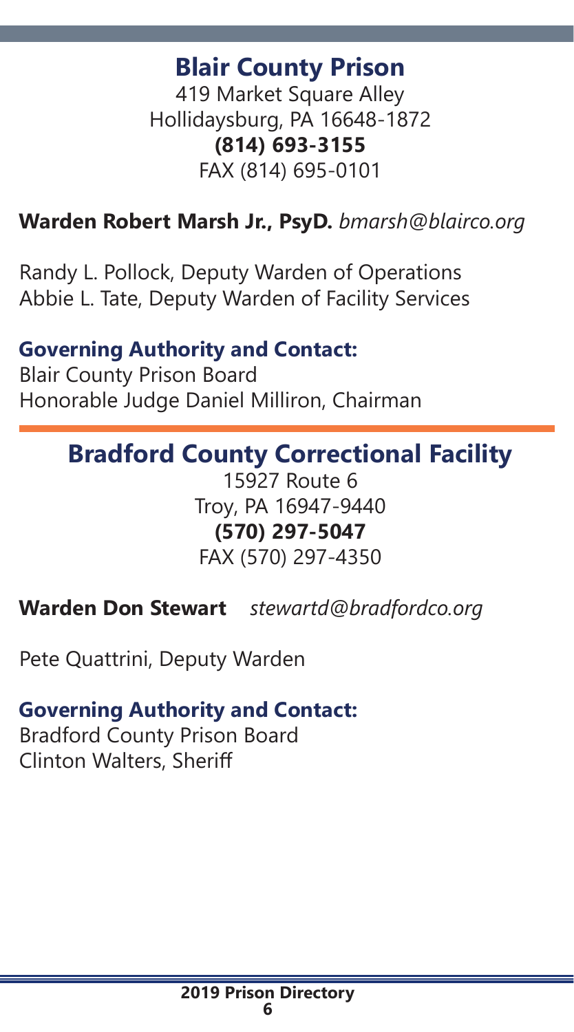## Blair County Prison

419 Market Square Alley
Hollidaysburg, PA 16648-1872
**(814) 693-3155**
FAX (814) 695-0101

**Warden Robert Marsh Jr., PsyD.** *bmarsh@blairco.org*

Randy L. Pollock, Deputy Warden of Operations
Abbie L. Tate, Deputy Warden of Facility Services

### Governing Authority and Contact:

Blair County Prison Board
Honorable Judge Daniel Milliron, Chairman

## Bradford County Correctional Facility

15927 Route 6
Troy, PA 16947-9440
**(570) 297-5047**
FAX (570) 297-4350

**Warden Don Stewart** *stewartd@bradfordco.org*

Pete Quattrini, Deputy Warden

### Governing Authority and Contact:

Bradford County Prison Board
Clinton Walters, Sheriff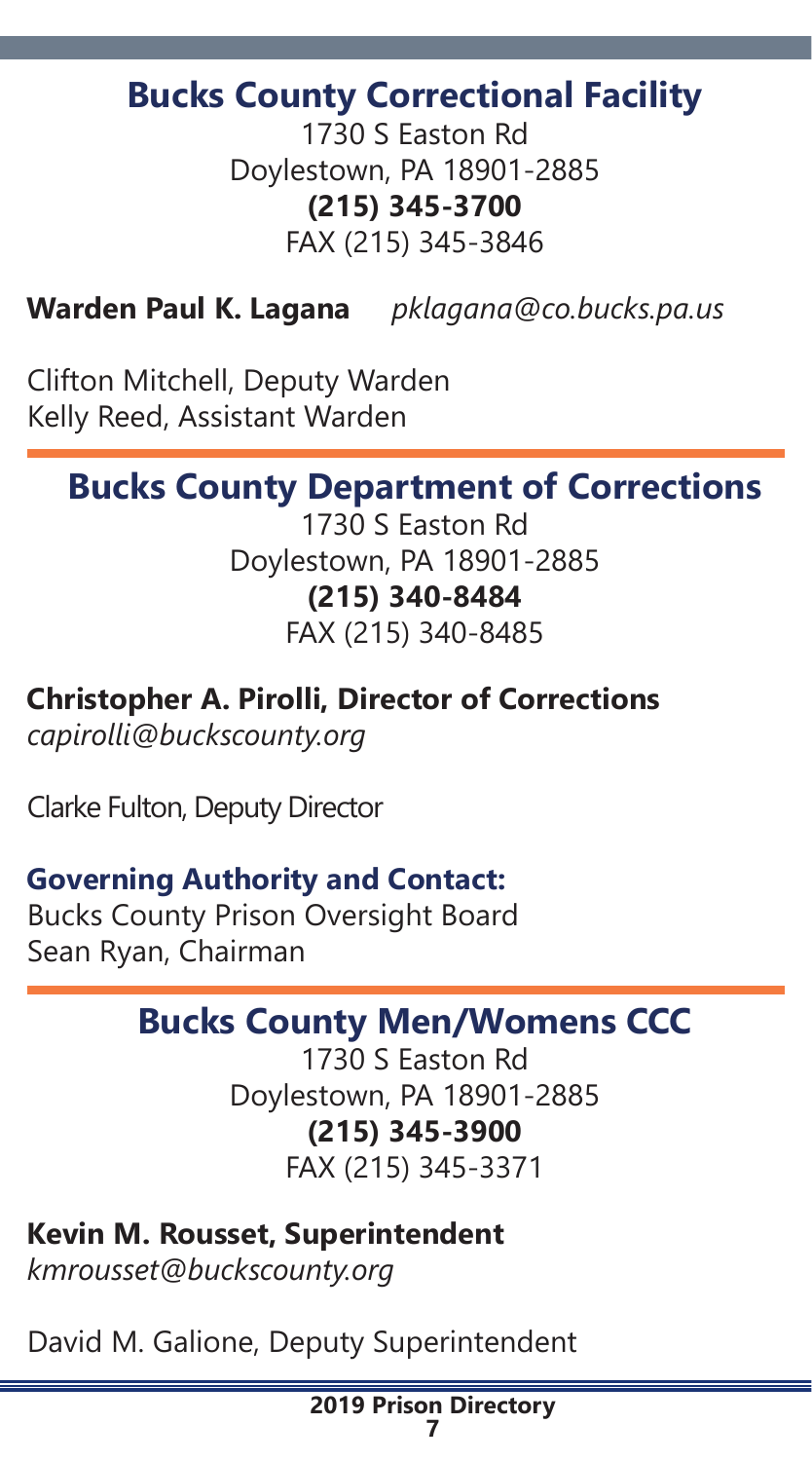## Bucks County Correctional Facility

1730 S Easton Rd
Doylestown, PA 18901-2885
**(215) 345-3700**
FAX (215) 345-3846

**Warden Paul K. Lagana** *pklagana@co.bucks.pa.us*

Clifton Mitchell, Deputy Warden
Kelly Reed, Assistant Warden

## Bucks County Department of Corrections

1730 S Easton Rd
Doylestown, PA 18901-2885
**(215) 340-8484**
FAX (215) 340-8485

**Christopher A. Pirolli, Director of Corrections**
*capirolli@buckscounty.org*

Clarke Fulton, Deputy Director

**Governing Authority and Contact:**
Bucks County Prison Oversight Board
Sean Ryan, Chairman

## Bucks County Men/Womens CCC

1730 S Easton Rd
Doylestown, PA 18901-2885
**(215) 345-3900**
FAX (215) 345-3371

**Kevin M. Rousset, Superintendent**
*kmrousset@buckscounty.org*

David M. Galione, Deputy Superintendent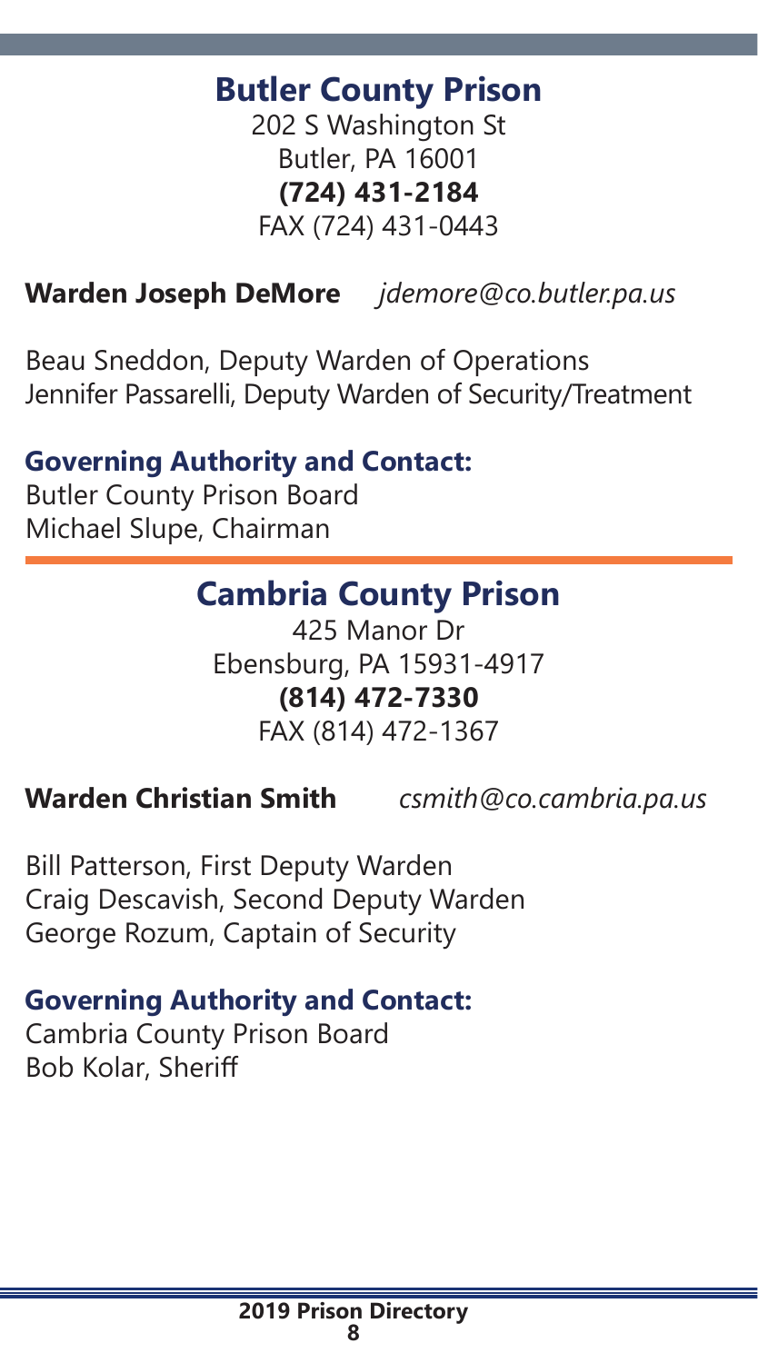## Butler County Prison

202 S Washington St
Butler, PA 16001
**(724) 431-2184**
FAX (724) 431-0443

**Warden Joseph DeMore** *jdemore@co.butler.pa.us*

Beau Sneddon, Deputy Warden of Operations
Jennifer Passarelli, Deputy Warden of Security/Treatment

### Governing Authority and Contact:

Butler County Prison Board
Michael Slupe, Chairman

## Cambria County Prison

425 Manor Dr
Ebensburg, PA 15931-4917
**(814) 472-7330**
FAX (814) 472-1367

**Warden Christian Smith** *csmith@co.cambria.pa.us*

Bill Patterson, First Deputy Warden
Craig Descavish, Second Deputy Warden
George Rozum, Captain of Security

### Governing Authority and Contact:

Cambria County Prison Board
Bob Kolar, Sheriff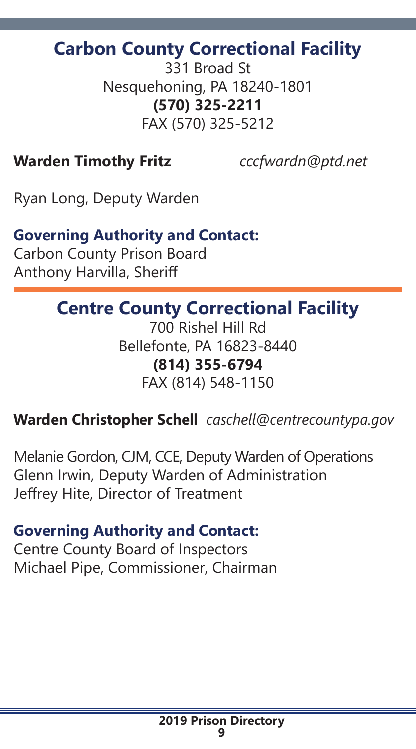## Carbon County Correctional Facility

331 Broad St
Nesquehoning, PA 18240-1801
**(570) 325-2211**
FAX (570) 325-5212

**Warden Timothy Fritz** *cccfwardn@ptd.net*

Ryan Long, Deputy Warden

### Governing Authority and Contact:

Carbon County Prison Board
Anthony Harvilla, Sheriff

## Centre County Correctional Facility

700 Rishel Hill Rd
Bellefonte, PA 16823-8440
**(814) 355-6794**
FAX (814) 548-1150

**Warden Christopher Schell** *caschell@centrecountypa.gov*

Melanie Gordon, CJM, CCE, Deputy Warden of Operations
Glenn Irwin, Deputy Warden of Administration
Jeffrey Hite, Director of Treatment

### Governing Authority and Contact:

Centre County Board of Inspectors
Michael Pipe, Commissioner, Chairman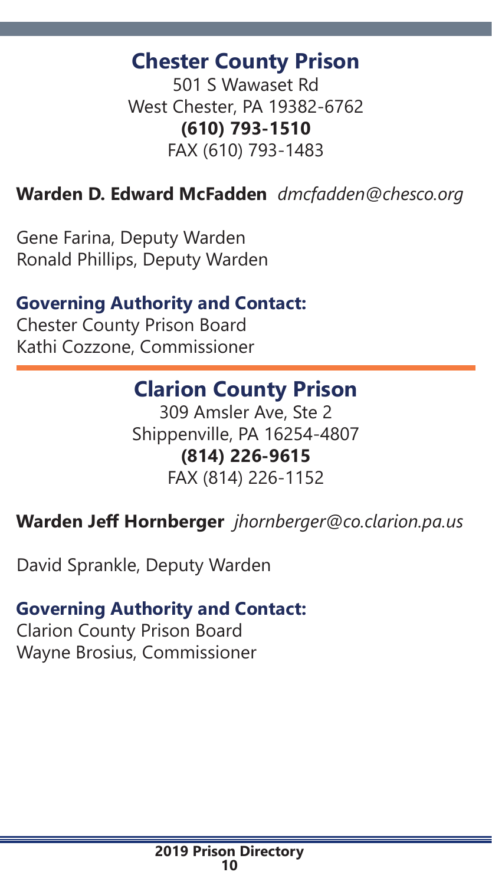## Chester County Prison

501 S Wawaset Rd
West Chester, PA 19382-6762
**(610) 793-1510**
FAX (610) 793-1483

**Warden D. Edward McFadden** *dmcfadden@chesco.org*

Gene Farina, Deputy Warden
Ronald Phillips, Deputy Warden

**Governing Authority and Contact:**
Chester County Prison Board
Kathi Cozzone, Commissioner

## Clarion County Prison

309 Amsler Ave, Ste 2
Shippenville, PA 16254-4807
**(814) 226-9615**
FAX (814) 226-1152

**Warden Jeff Hornberger** *jhornberger@co.clarion.pa.us*

David Sprankle, Deputy Warden

**Governing Authority and Contact:**
Clarion County Prison Board
Wayne Brosius, Commissioner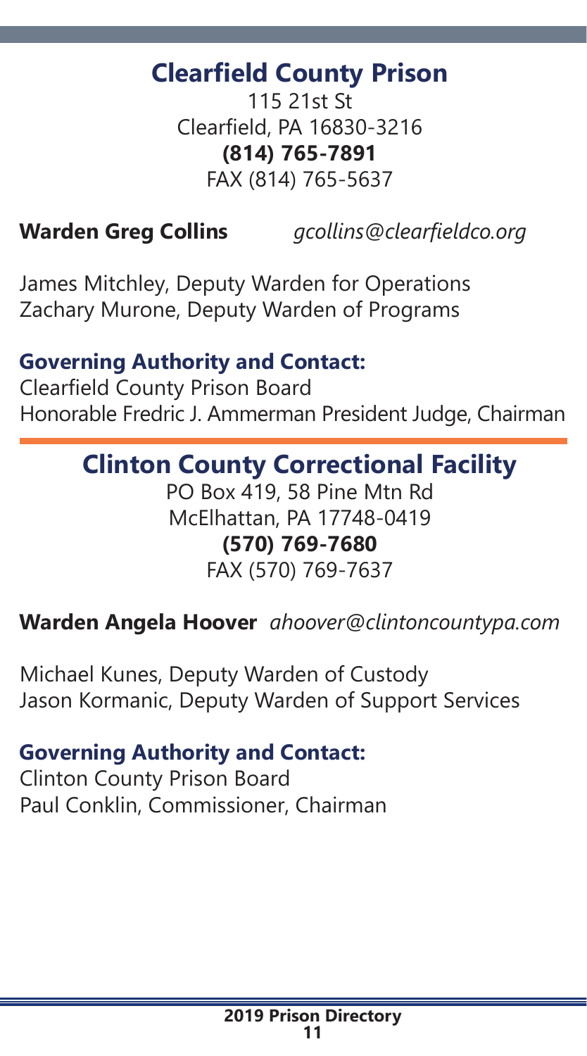## Clearfield County Prison

115 21st St
Clearfield, PA 16830-3216
**(814) 765-7891**
FAX (814) 765-5637

**Warden Greg Collins** *gcollins@clearfieldco.org*

James Mitchley, Deputy Warden for Operations
Zachary Murone, Deputy Warden of Programs

**Governing Authority and Contact:**
Clearfield County Prison Board
Honorable Fredric J. Ammerman President Judge, Chairman

## Clinton County Correctional Facility

PO Box 419, 58 Pine Mtn Rd
McElhattan, PA 17748-0419
**(570) 769-7680**
FAX (570) 769-7637

**Warden Angela Hoover** *ahoover@clintoncountypa.com*

Michael Kunes, Deputy Warden of Custody
Jason Kormanic, Deputy Warden of Support Services

**Governing Authority and Contact:**
Clinton County Prison Board
Paul Conklin, Commissioner, Chairman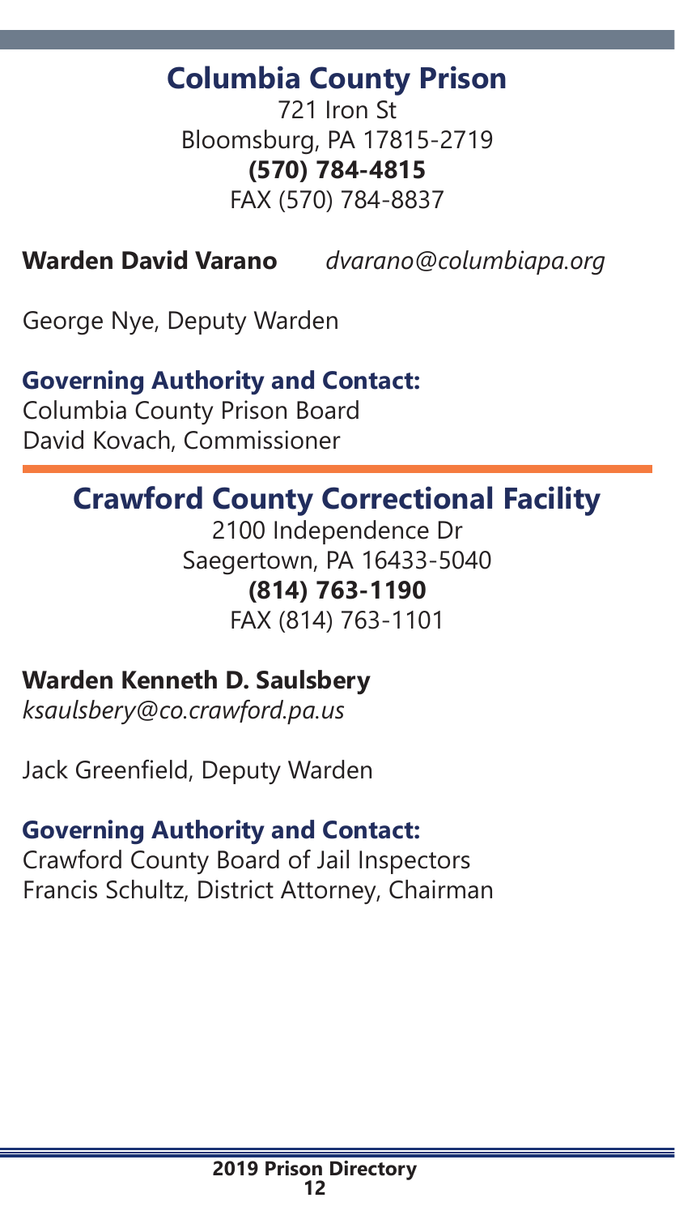## Columbia County Prison

721 Iron St
Bloomsburg, PA 17815-2719
**(570) 784-4815**
FAX (570) 784-8837

**Warden David Varano** *dvarano@columbiapa.org*

George Nye, Deputy Warden

### Governing Authority and Contact:

Columbia County Prison Board
David Kovach, Commissioner

## Crawford County Correctional Facility

2100 Independence Dr
Saegertown, PA 16433-5040
**(814) 763-1190**
FAX (814) 763-1101

**Warden Kenneth D. Saulsbery**
*ksaulsbery@co.crawford.pa.us*

Jack Greenfield, Deputy Warden

### Governing Authority and Contact:

Crawford County Board of Jail Inspectors
Francis Schultz, District Attorney, Chairman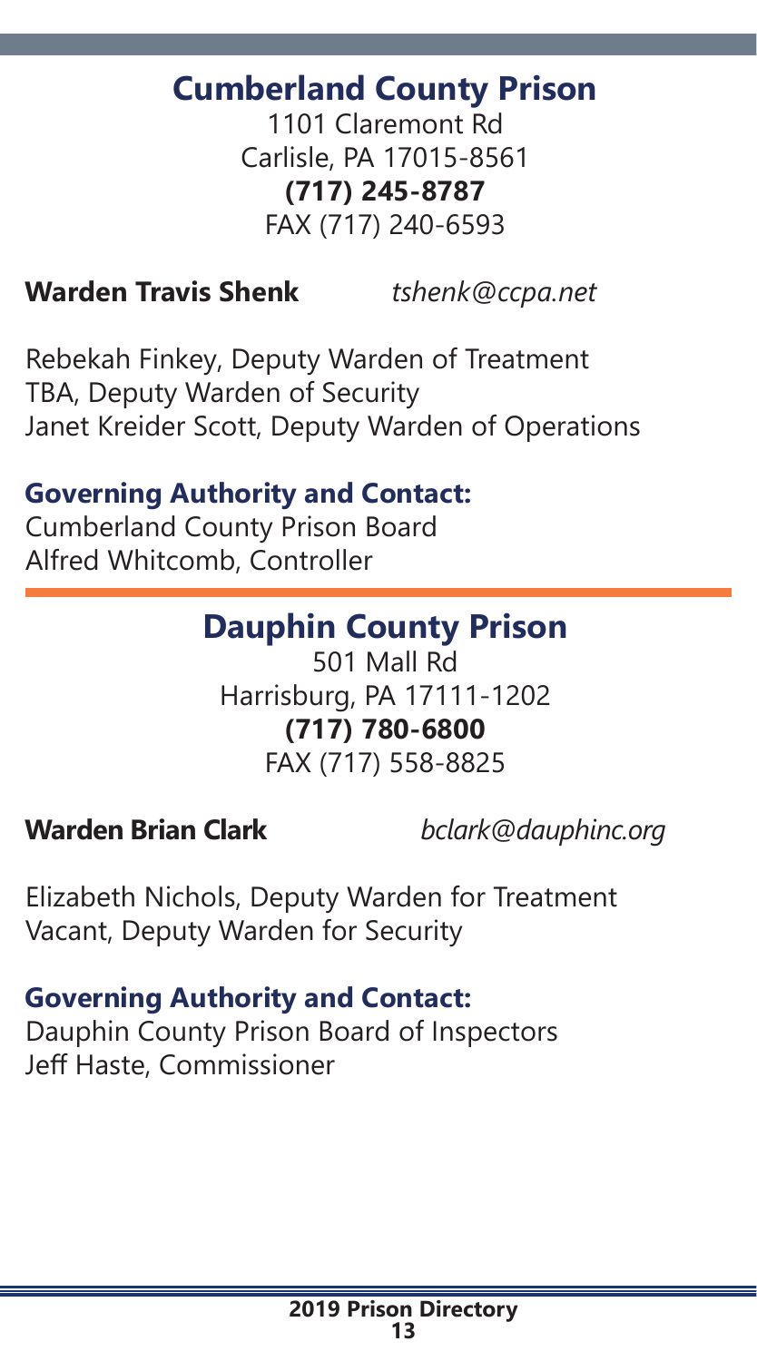## Cumberland County Prison

1101 Claremont Rd
Carlisle, PA 17015-8561
**(717) 245-8787**
FAX (717) 240-6593

**Warden Travis Shenk** *tshenk@ccpa.net*

Rebekah Finkey, Deputy Warden of Treatment
TBA, Deputy Warden of Security
Janet Kreider Scott, Deputy Warden of Operations

### Governing Authority and Contact:

Cumberland County Prison Board
Alfred Whitcomb, Controller

## Dauphin County Prison

501 Mall Rd
Harrisburg, PA 17111-1202
**(717) 780-6800**
FAX (717) 558-8825

**Warden Brian Clark** *bclark@dauphinc.org*

Elizabeth Nichols, Deputy Warden for Treatment
Vacant, Deputy Warden for Security

### Governing Authority and Contact:

Dauphin County Prison Board of Inspectors
Jeff Haste, Commissioner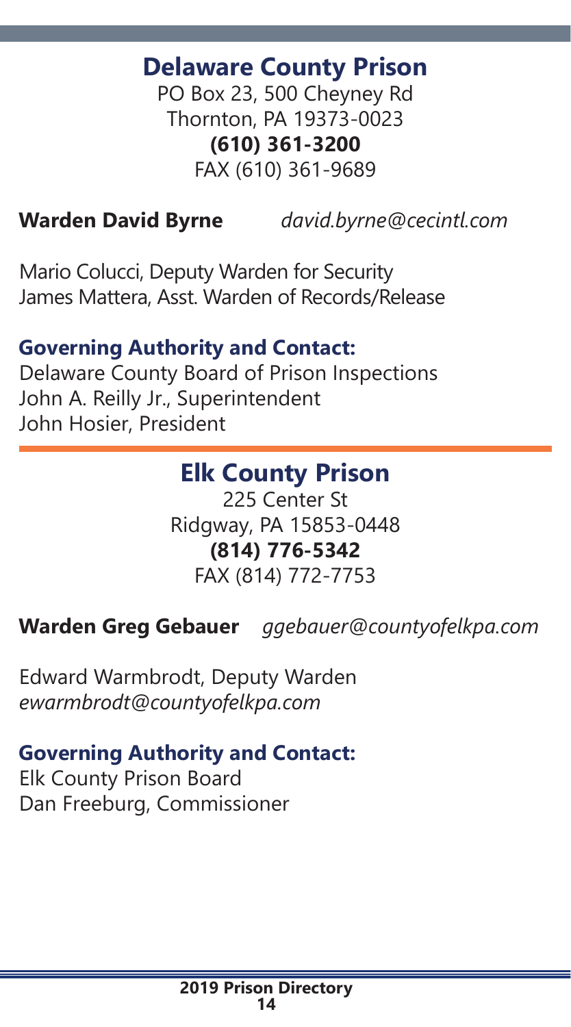## Delaware County Prison

PO Box 23, 500 Cheyney Rd
Thornton, PA 19373-0023
**(610) 361-3200**
FAX (610) 361-9689

**Warden David Byrne** *david.byrne@cecintl.com*

Mario Colucci, Deputy Warden for Security
James Mattera, Asst. Warden of Records/Release

### Governing Authority and Contact:

Delaware County Board of Prison Inspections
John A. Reilly Jr., Superintendent
John Hosier, President

## Elk County Prison

225 Center St
Ridgway, PA 15853-0448
**(814) 776-5342**
FAX (814) 772-7753

**Warden Greg Gebauer** *ggebauer@countyofelkpa.com*

Edward Warmbrodt, Deputy Warden
*ewarmbrodt@countyofelkpa.com*

### Governing Authority and Contact:

Elk County Prison Board
Dan Freeburg, Commissioner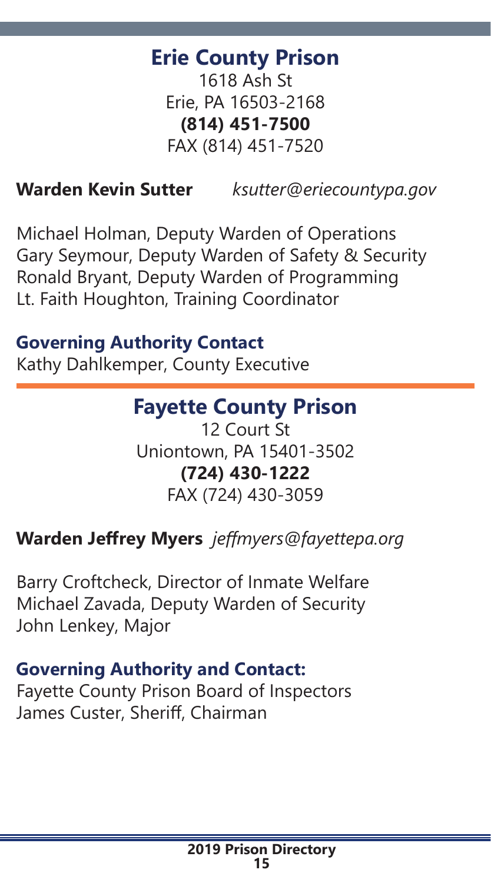## Erie County Prison

1618 Ash St
Erie, PA 16503-2168
**(814) 451-7500**
FAX (814) 451-7520

**Warden Kevin Sutter** *ksutter@eriecountypa.gov*

Michael Holman, Deputy Warden of Operations
Gary Seymour, Deputy Warden of Safety & Security
Ronald Bryant, Deputy Warden of Programming
Lt. Faith Houghton, Training Coordinator

### Governing Authority Contact

Kathy Dahlkemper, County Executive

## Fayette County Prison

12 Court St
Uniontown, PA 15401-3502
**(724) 430-1222**
FAX (724) 430-3059

**Warden Jeffrey Myers** *jeffmyers@fayettepa.org*

Barry Croftcheck, Director of Inmate Welfare
Michael Zavada, Deputy Warden of Security
John Lenkey, Major

### Governing Authority and Contact:

Fayette County Prison Board of Inspectors
James Custer, Sheriff, Chairman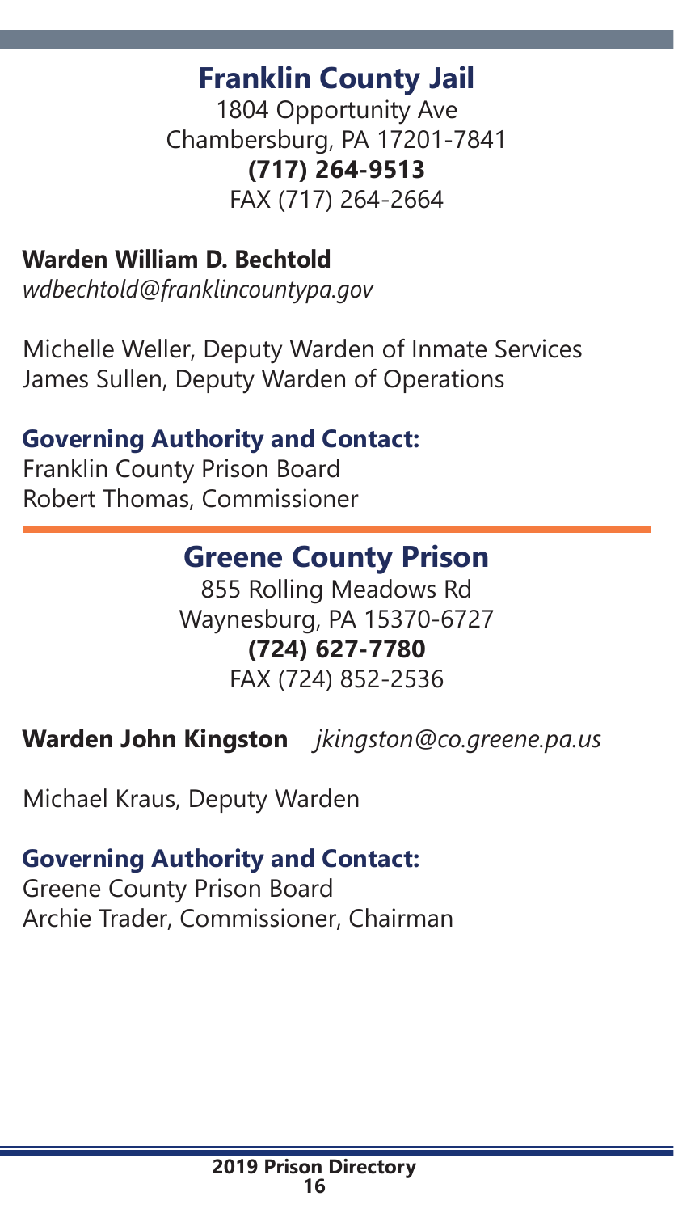## Franklin County Jail

1804 Opportunity Ave
Chambersburg, PA 17201-7841
**(717) 264-9513**
FAX (717) 264-2664

**Warden William D. Bechtold**
*wdbechtold@franklincountypa.gov*

Michelle Weller, Deputy Warden of Inmate Services
James Sullen, Deputy Warden of Operations

**Governing Authority and Contact:**
Franklin County Prison Board
Robert Thomas, Commissioner

## Greene County Prison

855 Rolling Meadows Rd
Waynesburg, PA 15370-6727
**(724) 627-7780**
FAX (724) 852-2536

**Warden John Kingston** *jkingston@co.greene.pa.us*

Michael Kraus, Deputy Warden

**Governing Authority and Contact:**
Greene County Prison Board
Archie Trader, Commissioner, Chairman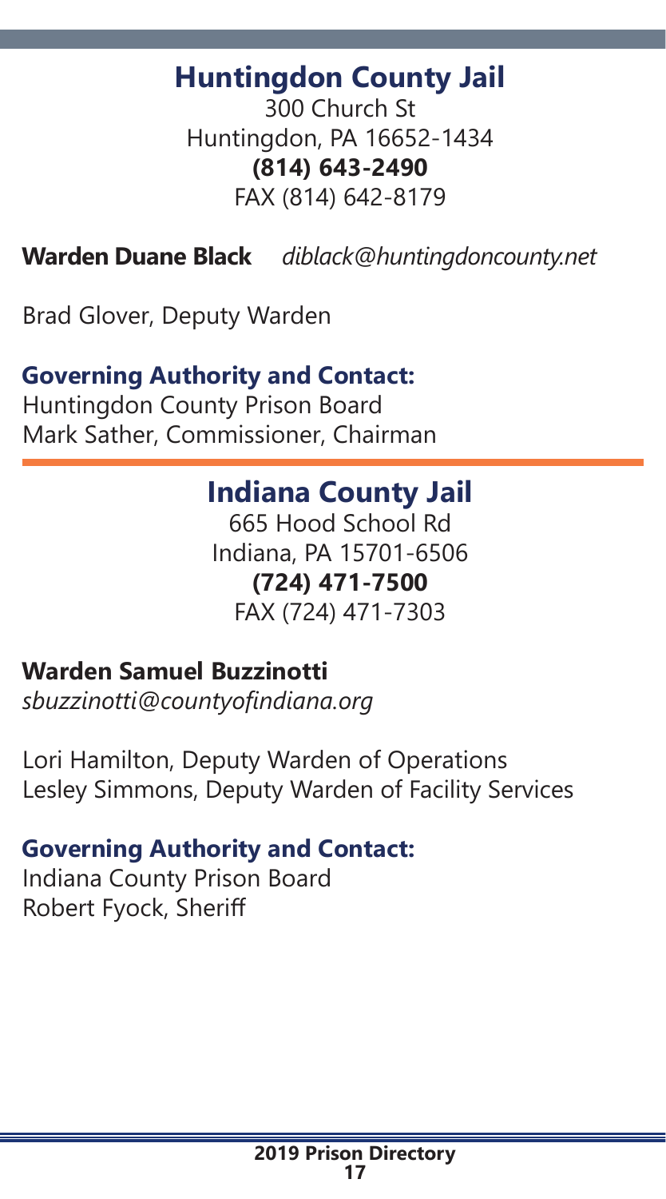## Huntingdon County Jail

300 Church St
Huntingdon, PA 16652-1434
**(814) 643-2490**
FAX (814) 642-8179

**Warden Duane Black** *diblack@huntingdoncounty.net*

Brad Glover, Deputy Warden

### Governing Authority and Contact:

Huntingdon County Prison Board
Mark Sather, Commissioner, Chairman

## Indiana County Jail

665 Hood School Rd
Indiana, PA 15701-6506
**(724) 471-7500**
FAX (724) 471-7303

**Warden Samuel Buzzinotti**
*sbuzzinotti@countyofindiana.org*

Lori Hamilton, Deputy Warden of Operations
Lesley Simmons, Deputy Warden of Facility Services

### Governing Authority and Contact:

Indiana County Prison Board
Robert Fyock, Sheriff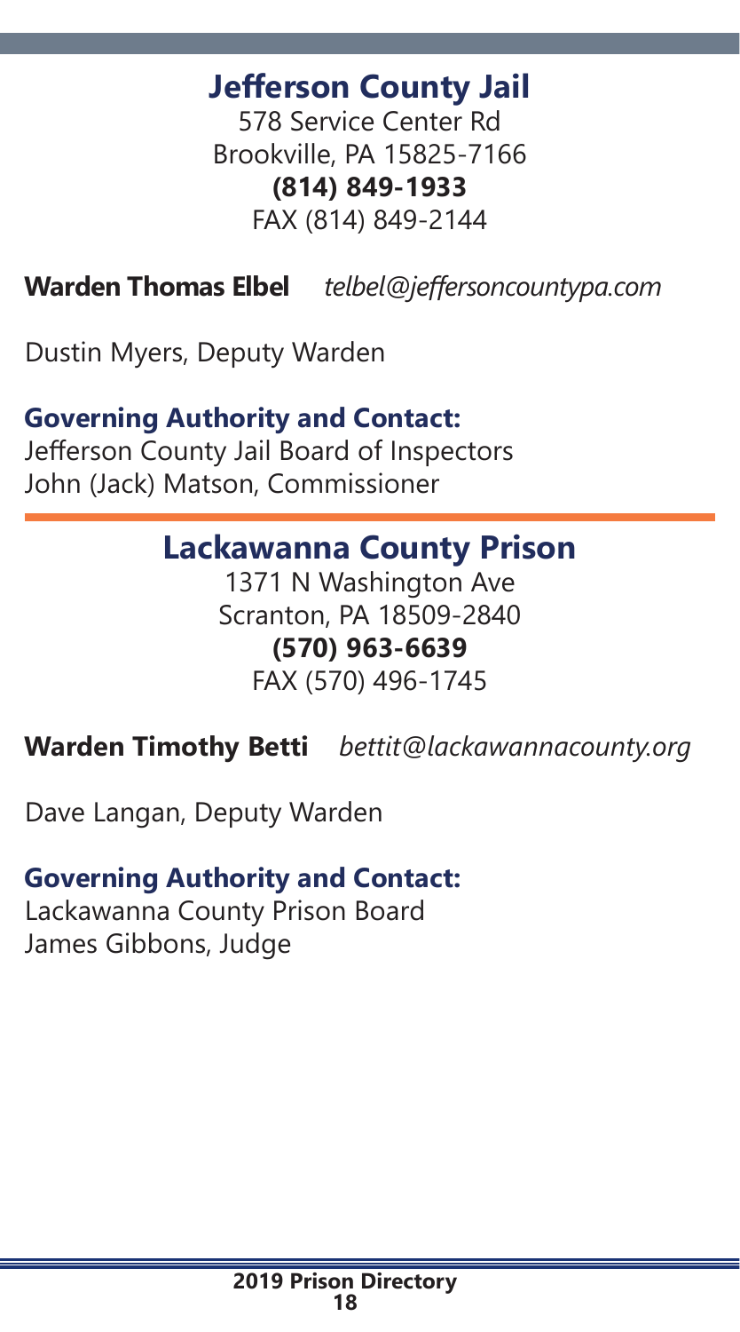## Jefferson County Jail

578 Service Center Rd
Brookville, PA 15825-7166
**(814) 849-1933**
FAX (814) 849-2144

**Warden Thomas Elbel** *telbel@jeffersoncountypa.com*

Dustin Myers, Deputy Warden

### Governing Authority and Contact:

Jefferson County Jail Board of Inspectors
John (Jack) Matson, Commissioner

## Lackawanna County Prison

1371 N Washington Ave
Scranton, PA 18509-2840
**(570) 963-6639**
FAX (570) 496-1745

**Warden Timothy Betti** *bettit@lackawannacounty.org*

Dave Langan, Deputy Warden

### Governing Authority and Contact:

Lackawanna County Prison Board
James Gibbons, Judge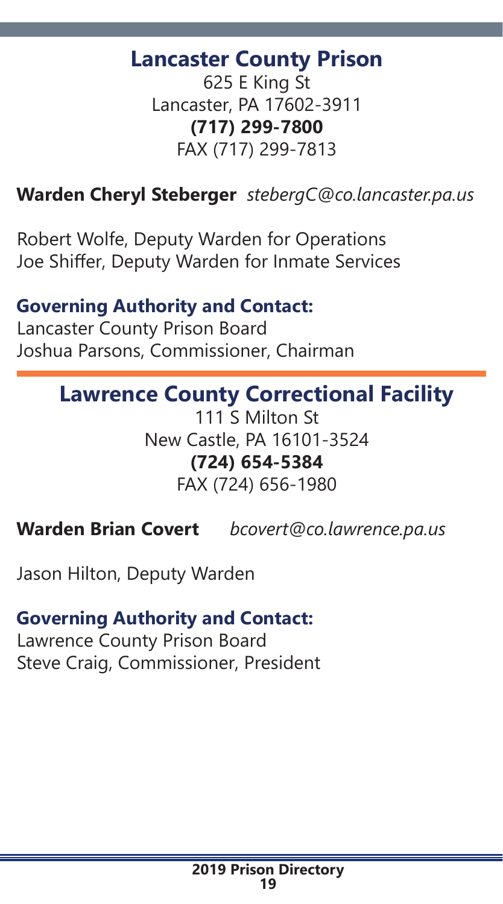## Lancaster County Prison

625 E King St
Lancaster, PA 17602-3911
**(717) 299-7800**
FAX (717) 299-7813

**Warden Cheryl Steberger** *stebergC@co.lancaster.pa.us*

Robert Wolfe, Deputy Warden for Operations
Joe Shiffer, Deputy Warden for Inmate Services

### Governing Authority and Contact:

Lancaster County Prison Board
Joshua Parsons, Commissioner, Chairman

## Lawrence County Correctional Facility

111 S Milton St
New Castle, PA 16101-3524
**(724) 654-5384**
FAX (724) 656-1980

**Warden Brian Covert** *bcovert@co.lawrence.pa.us*

Jason Hilton, Deputy Warden

### Governing Authority and Contact:

Lawrence County Prison Board
Steve Craig, Commissioner, President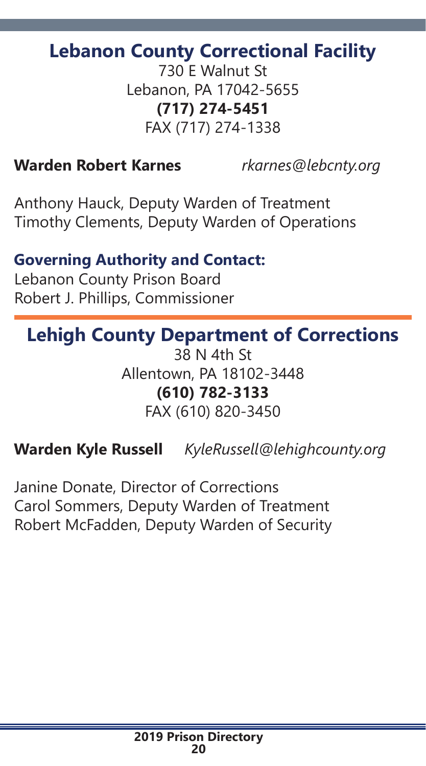## Lebanon County Correctional Facility

730 E Walnut St
Lebanon, PA 17042-5655
**(717) 274-5451**
FAX (717) 274-1338

**Warden Robert Karnes** *rkarnes@lebcnty.org*

Anthony Hauck, Deputy Warden of Treatment
Timothy Clements, Deputy Warden of Operations

### Governing Authority and Contact:

Lebanon County Prison Board
Robert J. Phillips, Commissioner

## Lehigh County Department of Corrections

38 N 4th St
Allentown, PA 18102-3448
**(610) 782-3133**
FAX (610) 820-3450

**Warden Kyle Russell** *KyleRussell@lehighcounty.org*

Janine Donate, Director of Corrections
Carol Sommers, Deputy Warden of Treatment
Robert McFadden, Deputy Warden of Security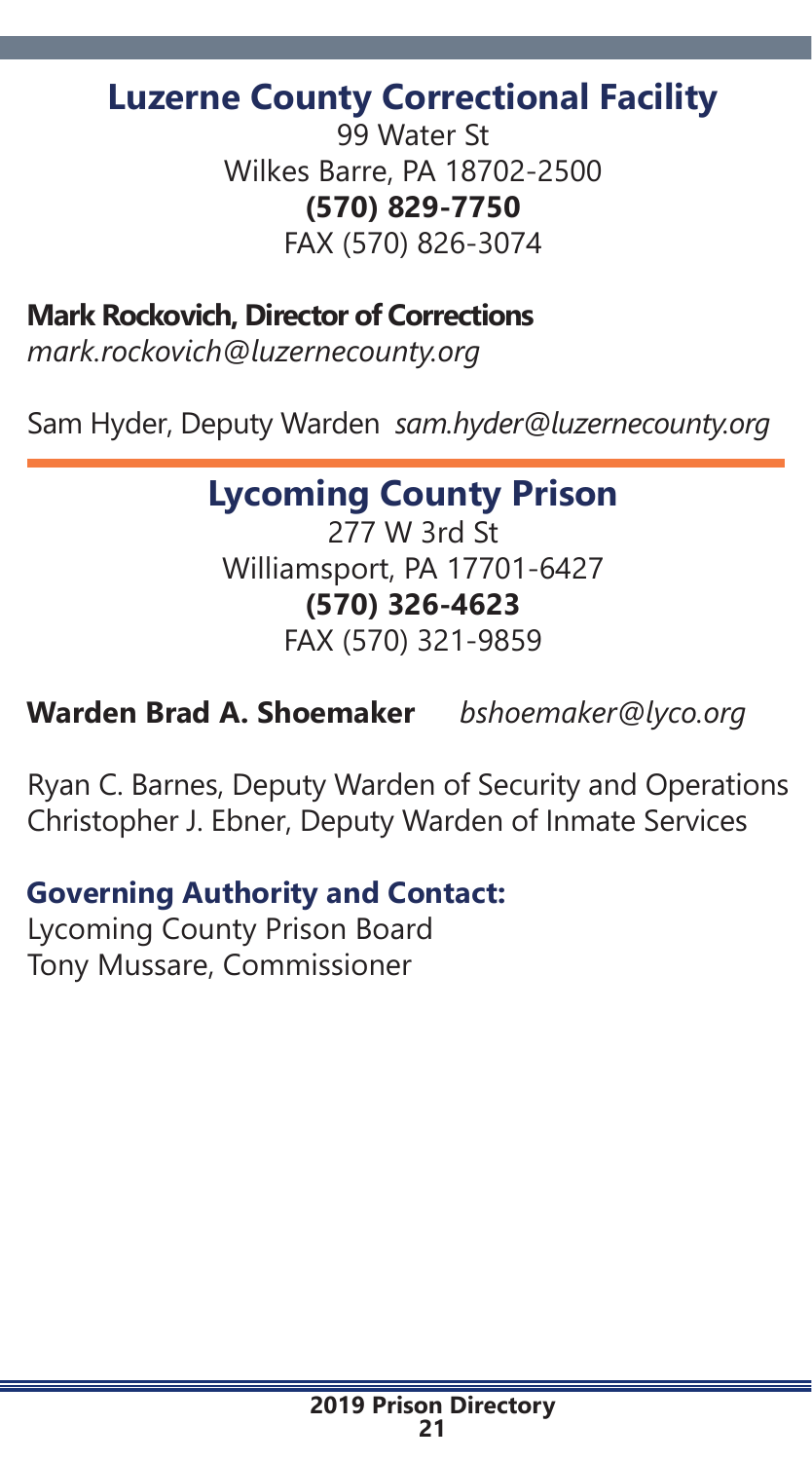## Luzerne County Correctional Facility

99 Water St
Wilkes Barre, PA 18702-2500
**(570) 829-7750**
FAX (570) 826-3074

**Mark Rockovich, Director of Corrections**
*mark.rockovich@luzernecounty.org*

Sam Hyder, Deputy Warden *sam.hyder@luzernecounty.org*

## Lycoming County Prison

277 W 3rd St
Williamsport, PA 17701-6427
**(570) 326-4623**
FAX (570) 321-9859

**Warden Brad A. Shoemaker** *bshoemaker@lyco.org*

Ryan C. Barnes, Deputy Warden of Security and Operations
Christopher J. Ebner, Deputy Warden of Inmate Services

### Governing Authority and Contact:

Lycoming County Prison Board
Tony Mussare, Commissioner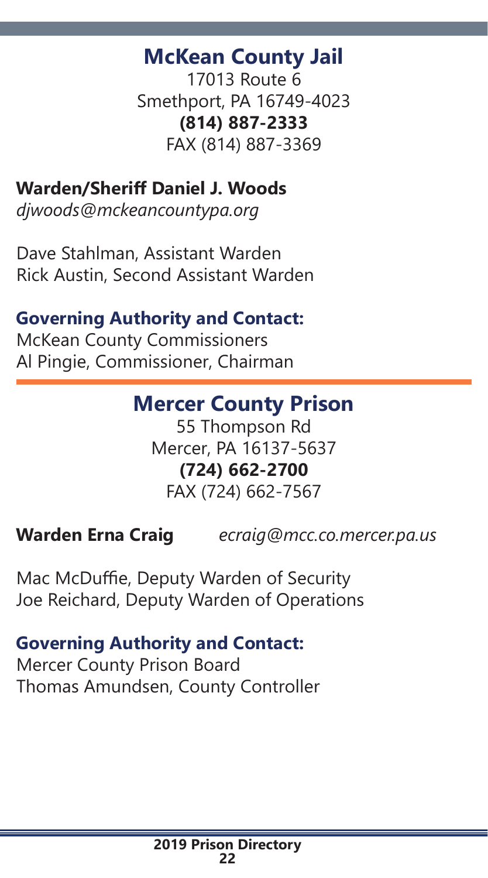## McKean County Jail

17013 Route 6
Smethport, PA 16749-4023
**(814) 887-2333**
FAX (814) 887-3369

**Warden/Sheriff Daniel J. Woods**
*djwoods@mckeancountypa.org*

Dave Stahlman, Assistant Warden
Rick Austin, Second Assistant Warden

**Governing Authority and Contact:**
McKean County Commissioners
Al Pingie, Commissioner, Chairman

## Mercer County Prison

55 Thompson Rd
Mercer, PA 16137-5637
**(724) 662-2700**
FAX (724) 662-7567

**Warden Erna Craig** *ecraig@mcc.co.mercer.pa.us*

Mac McDuffie, Deputy Warden of Security
Joe Reichard, Deputy Warden of Operations

**Governing Authority and Contact:**
Mercer County Prison Board
Thomas Amundsen, County Controller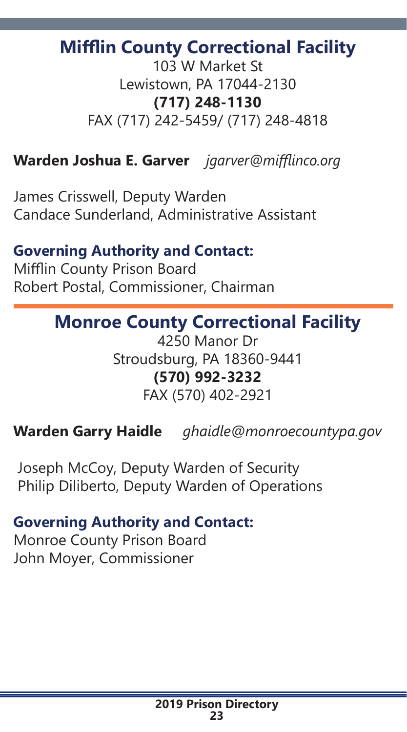## Mifflin County Correctional Facility

103 W Market St
Lewistown, PA 17044-2130
**(717) 248-1130**
FAX (717) 242-5459/ (717) 248-4818

**Warden Joshua E. Garver** *jgarver@mifflinco.org*

James Crisswell, Deputy Warden
Candace Sunderland, Administrative Assistant

### Governing Authority and Contact:

Mifflin County Prison Board
Robert Postal, Commissioner, Chairman

## Monroe County Correctional Facility

4250 Manor Dr
Stroudsburg, PA 18360-9441
**(570) 992-3232**
FAX (570) 402-2921

**Warden Garry Haidle** *ghaidle@monroecountypa.gov*

Joseph McCoy, Deputy Warden of Security
Philip Diliberto, Deputy Warden of Operations

### Governing Authority and Contact:

Monroe County Prison Board
John Moyer, Commissioner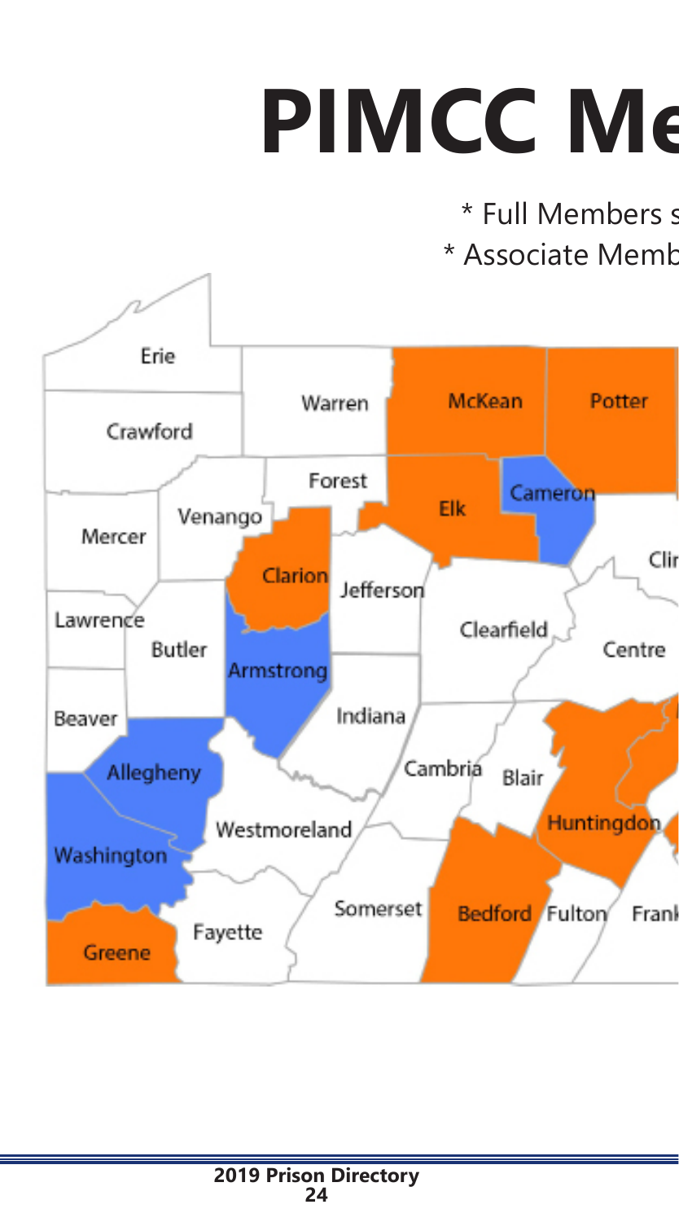# PIMCC Me

* Full Members s
* Associate Memb

Erie

Warren

McKean

Potter

Crawford

Forest

Cameron

Elk

Venango

Mercer

Clarion

Clir

Jefferson

Lawrence

Clearfield

Butler

Centre

Armstrong

Beaver

Indiana

Allegheny

Cambria

Blair

Huntingdon

Westmoreland

Washington

Somerset

Bedford

Fulton

Frank

Fayette

Greene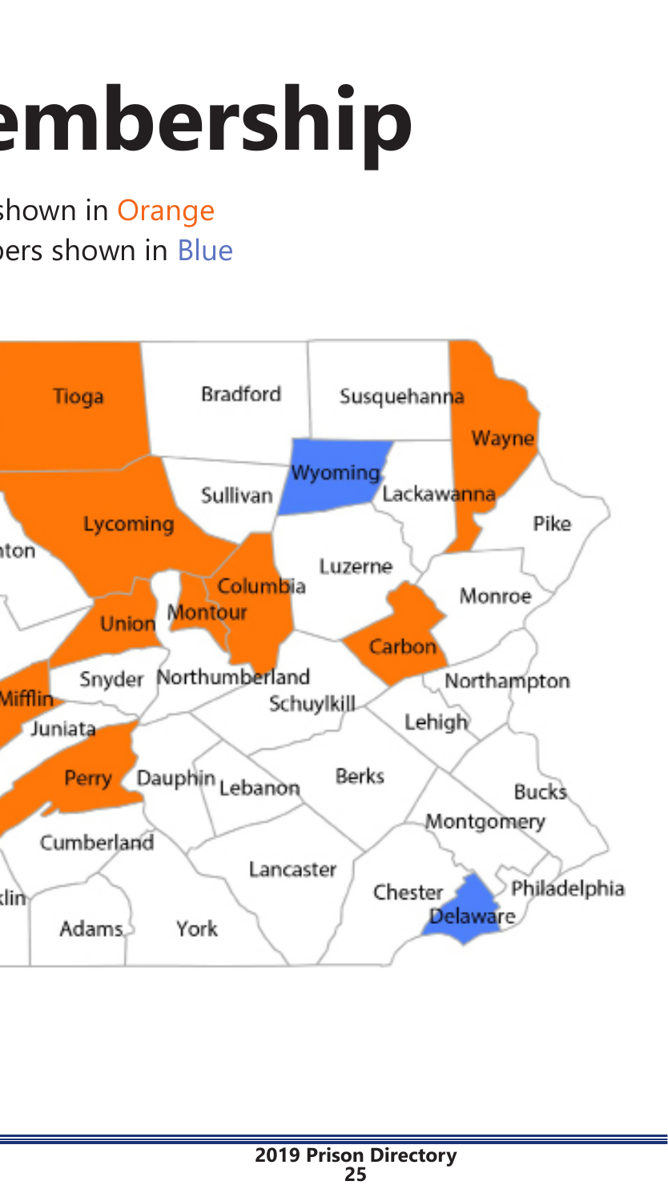# embership

shown in Orange

pers shown in Blue

Tioga
Bradford
Susquehanna
Wayne
Wyoming
Sullivan
Lackawanna
Lycoming
Pike
ton
Luzerne
Columbia
Monroe
Union
Montour
Carbon
Snyder
Northumberland
Northampton
Mifflin
Schuylkill
Lehigh
Juniata
Perry
Dauphin
Lebanon
Berks
Bucks
Montgomery
Cumberland
Lancaster
Chester
Philadelphia
klin
Delaware
Adams
York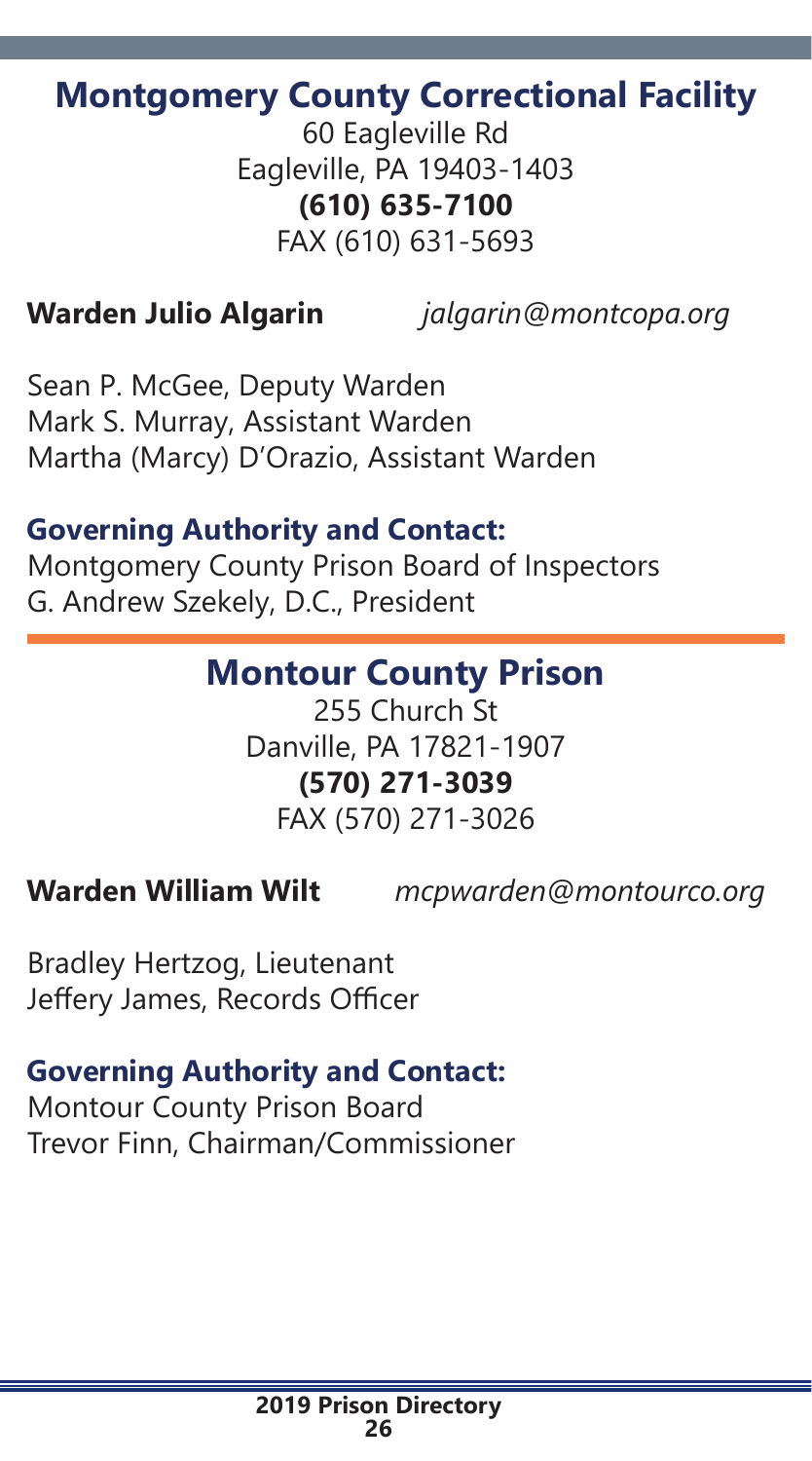## Montgomery County Correctional Facility

60 Eagleville Rd
Eagleville, PA 19403-1403
**(610) 635-7100**
FAX (610) 631-5693

**Warden Julio Algarin** *jalgarin@montcopa.org*

Sean P. McGee, Deputy Warden
Mark S. Murray, Assistant Warden
Martha (Marcy) D'Orazio, Assistant Warden

### Governing Authority and Contact:

Montgomery County Prison Board of Inspectors
G. Andrew Szekely, D.C., President

## Montour County Prison

255 Church St
Danville, PA 17821-1907
**(570) 271-3039**
FAX (570) 271-3026

**Warden William Wilt** *mcpwarden@montourco.org*

Bradley Hertzog, Lieutenant
Jeffery James, Records Officer

### Governing Authority and Contact:

Montour County Prison Board
Trevor Finn, Chairman/Commissioner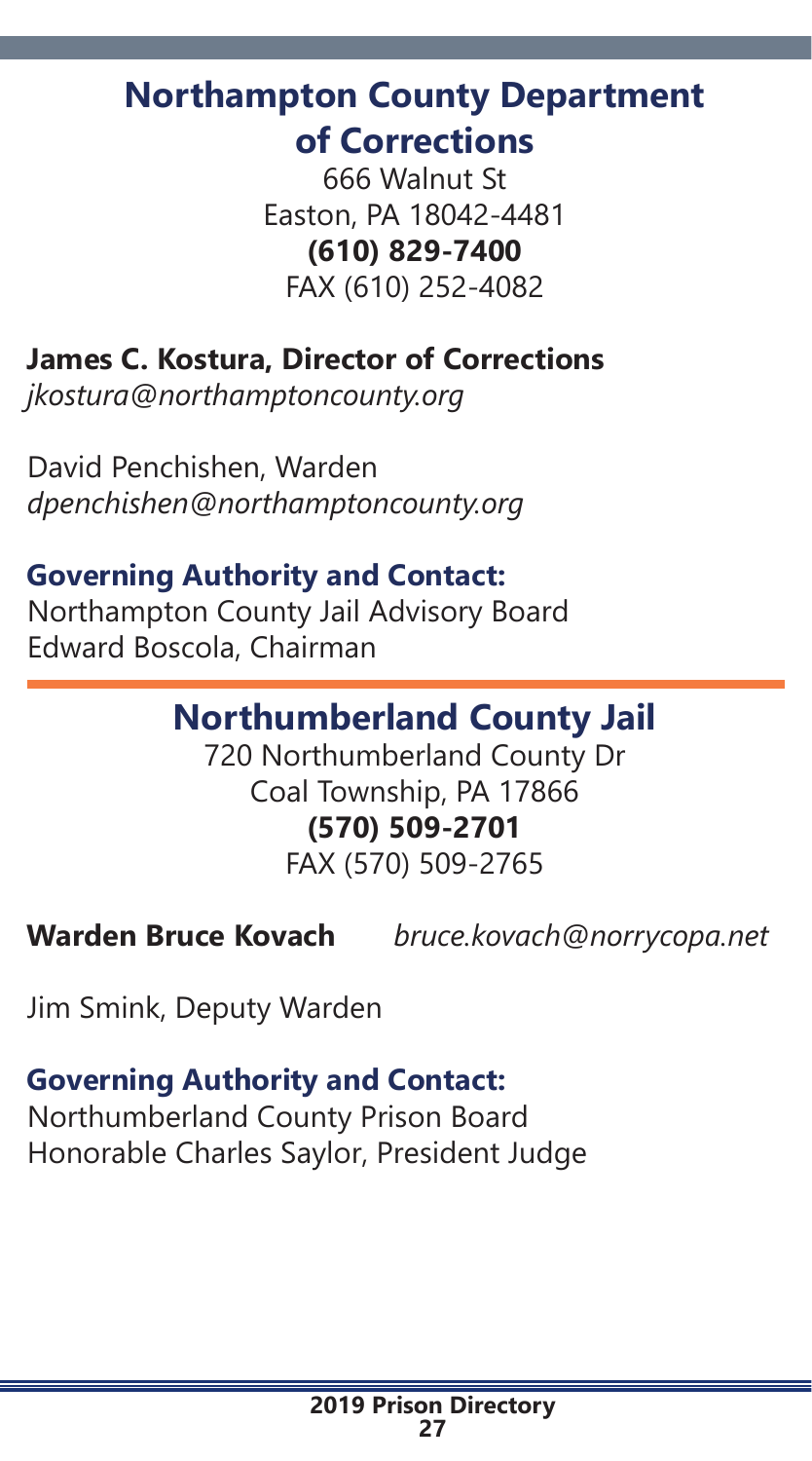## Northampton County Department of Corrections

666 Walnut St
Easton, PA 18042-4481
**(610) 829-7400**
FAX (610) 252-4082

**James C. Kostura, Director of Corrections**
*jkostura@northamptoncounty.org*

David Penchishen, Warden
*dpenchishen@northamptoncounty.org*

**Governing Authority and Contact:**
Northampton County Jail Advisory Board
Edward Boscola, Chairman

---

## Northumberland County Jail

720 Northumberland County Dr
Coal Township, PA 17866
**(570) 509-2701**
FAX (570) 509-2765

**Warden Bruce Kovach** *bruce.kovach@norrycopa.net*

Jim Smink, Deputy Warden

**Governing Authority and Contact:**
Northumberland County Prison Board
Honorable Charles Saylor, President Judge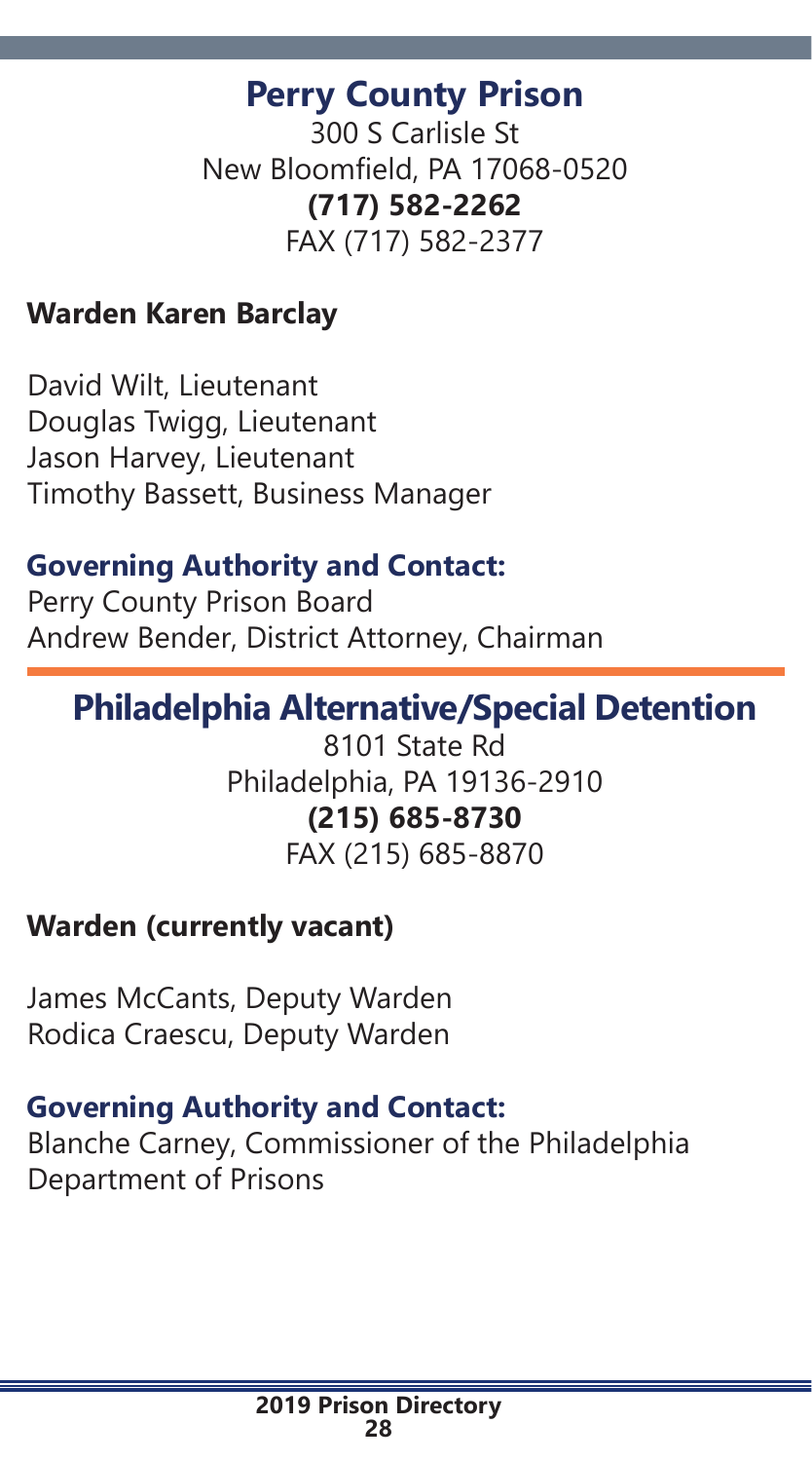## Perry County Prison

300 S Carlisle St
New Bloomfield, PA 17068-0520
**(717) 582-2262**
FAX (717) 582-2377

**Warden Karen Barclay**

David Wilt, Lieutenant
Douglas Twigg, Lieutenant
Jason Harvey, Lieutenant
Timothy Bassett, Business Manager

### Governing Authority and Contact:

Perry County Prison Board
Andrew Bender, District Attorney, Chairman

## Philadelphia Alternative/Special Detention

8101 State Rd
Philadelphia, PA 19136-2910
**(215) 685-8730**
FAX (215) 685-8870

**Warden (currently vacant)**

James McCants, Deputy Warden
Rodica Craescu, Deputy Warden

### Governing Authority and Contact:

Blanche Carney, Commissioner of the Philadelphia Department of Prisons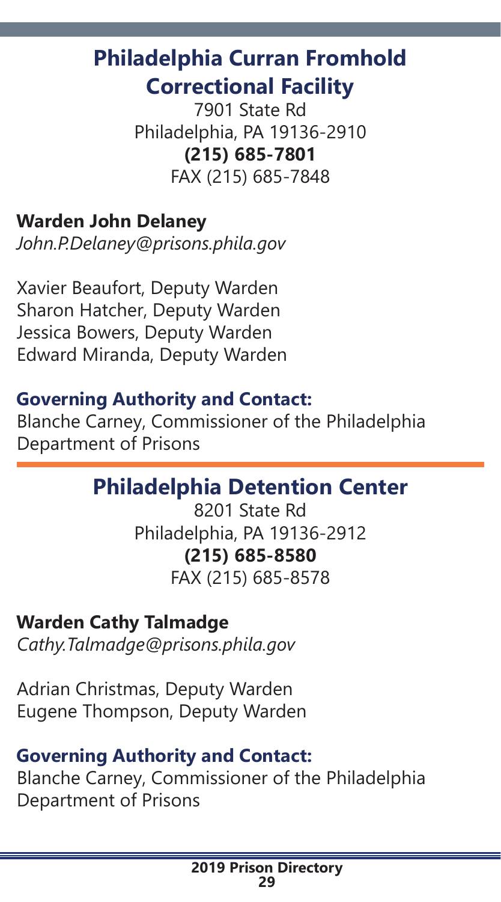## Philadelphia Curran Fromhold Correctional Facility

7901 State Rd
Philadelphia, PA 19136-2910
**(215) 685-7801**
FAX (215) 685-7848

**Warden John Delaney**
*John.P.Delaney@prisons.phila.gov*

Xavier Beaufort, Deputy Warden
Sharon Hatcher, Deputy Warden
Jessica Bowers, Deputy Warden
Edward Miranda, Deputy Warden

**Governing Authority and Contact:**
Blanche Carney, Commissioner of the Philadelphia Department of Prisons

## Philadelphia Detention Center

8201 State Rd
Philadelphia, PA 19136-2912
**(215) 685-8580**
FAX (215) 685-8578

**Warden Cathy Talmadge**
*Cathy.Talmadge@prisons.phila.gov*

Adrian Christmas, Deputy Warden
Eugene Thompson, Deputy Warden

**Governing Authority and Contact:**
Blanche Carney, Commissioner of the Philadelphia Department of Prisons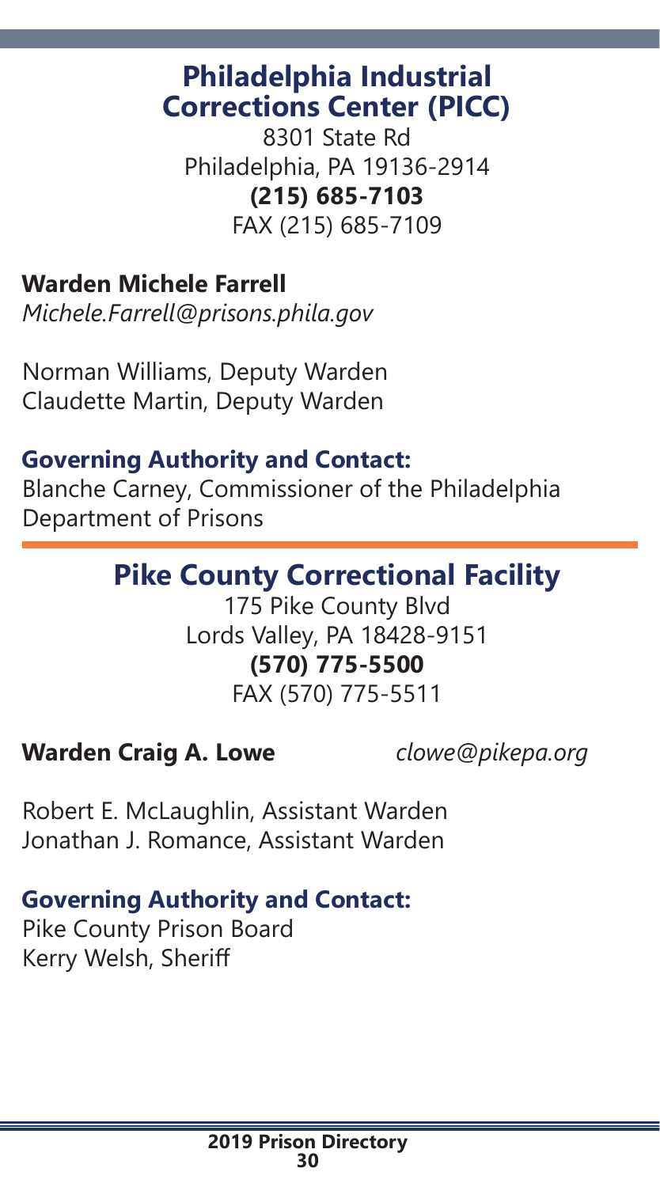## Philadelphia Industrial Corrections Center (PICC)

8301 State Rd
Philadelphia, PA 19136-2914
**(215) 685-7103**
FAX (215) 685-7109

**Warden Michele Farrell**
*Michele.Farrell@prisons.phila.gov*

Norman Williams, Deputy Warden
Claudette Martin, Deputy Warden

### Governing Authority and Contact:

Blanche Carney, Commissioner of the Philadelphia Department of Prisons

## Pike County Correctional Facility

175 Pike County Blvd
Lords Valley, PA 18428-9151
**(570) 775-5500**
FAX (570) 775-5511

**Warden Craig A. Lowe** *clowe@pikepa.org*

Robert E. McLaughlin, Assistant Warden
Jonathan J. Romance, Assistant Warden

### Governing Authority and Contact:

Pike County Prison Board
Kerry Welsh, Sheriff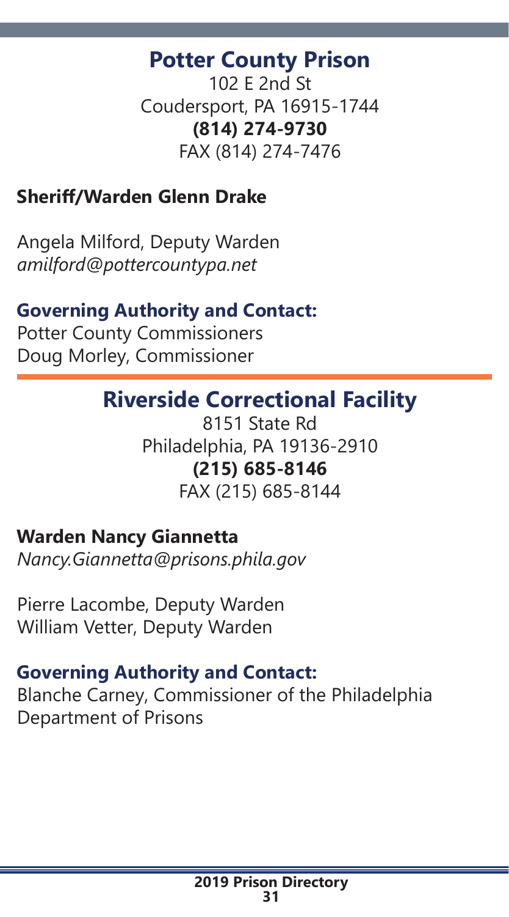## Potter County Prison

102 E 2nd St
Coudersport, PA 16915-1744
**(814) 274-9730**
FAX (814) 274-7476

**Sheriff/Warden Glenn Drake**

Angela Milford, Deputy Warden
*amilford@pottercountypa.net*

### Governing Authority and Contact:

Potter County Commissioners
Doug Morley, Commissioner

## Riverside Correctional Facility

8151 State Rd
Philadelphia, PA 19136-2910
**(215) 685-8146**
FAX (215) 685-8144

**Warden Nancy Giannetta**
*Nancy.Giannetta@prisons.phila.gov*

Pierre Lacombe, Deputy Warden
William Vetter, Deputy Warden

### Governing Authority and Contact:

Blanche Carney, Commissioner of the Philadelphia Department of Prisons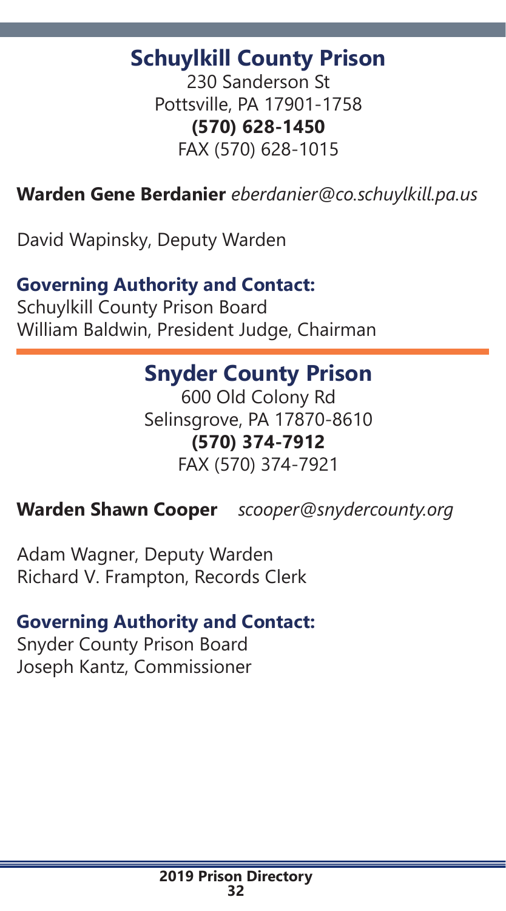## Schuylkill County Prison

230 Sanderson St
Pottsville, PA 17901-1758
**(570) 628-1450**
FAX (570) 628-1015

**Warden Gene Berdanier** *eberdanier@co.schuylkill.pa.us*

David Wapinsky, Deputy Warden

### Governing Authority and Contact:

Schuylkill County Prison Board
William Baldwin, President Judge, Chairman

## Snyder County Prison

600 Old Colony Rd
Selinsgrove, PA 17870-8610
**(570) 374-7912**
FAX (570) 374-7921

**Warden Shawn Cooper** *scooper@snydercounty.org*

Adam Wagner, Deputy Warden
Richard V. Frampton, Records Clerk

### Governing Authority and Contact:

Snyder County Prison Board
Joseph Kantz, Commissioner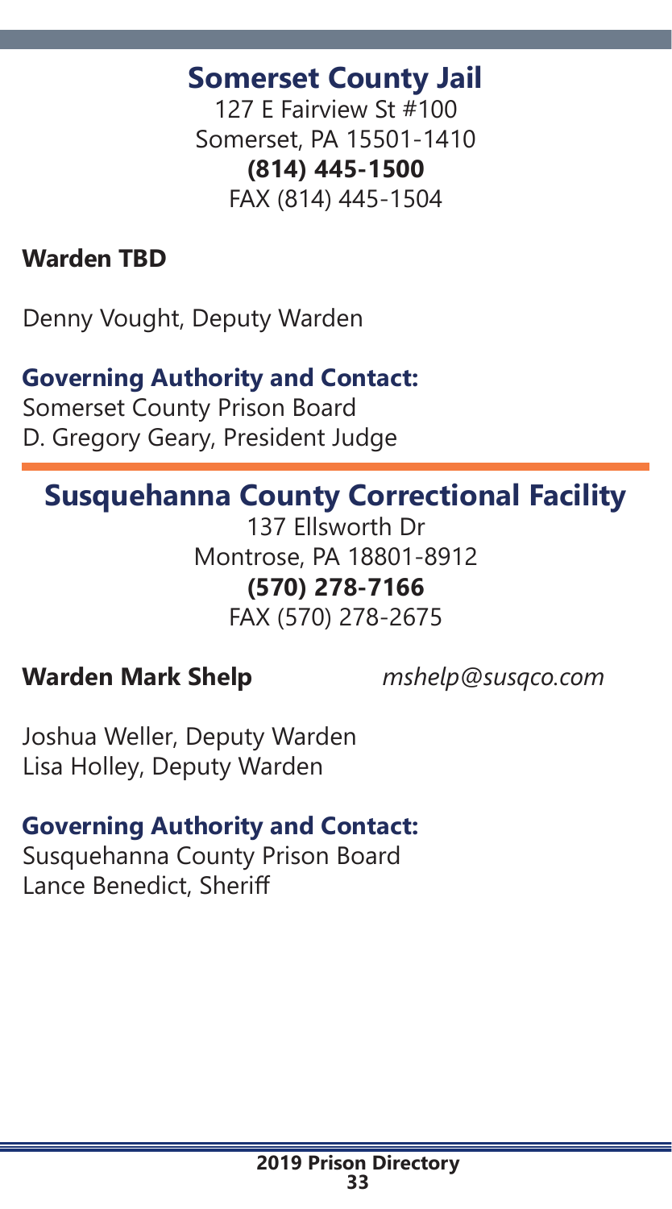## Somerset County Jail

127 E Fairview St #100
Somerset, PA 15501-1410
**(814) 445-1500**
FAX (814) 445-1504

**Warden TBD**

Denny Vought, Deputy Warden

### Governing Authority and Contact:

Somerset County Prison Board
D. Gregory Geary, President Judge

## Susquehanna County Correctional Facility

137 Ellsworth Dr
Montrose, PA 18801-8912
**(570) 278-7166**
FAX (570) 278-2675

**Warden Mark Shelp** *mshelp@susqco.com*

Joshua Weller, Deputy Warden
Lisa Holley, Deputy Warden

### Governing Authority and Contact:

Susquehanna County Prison Board
Lance Benedict, Sheriff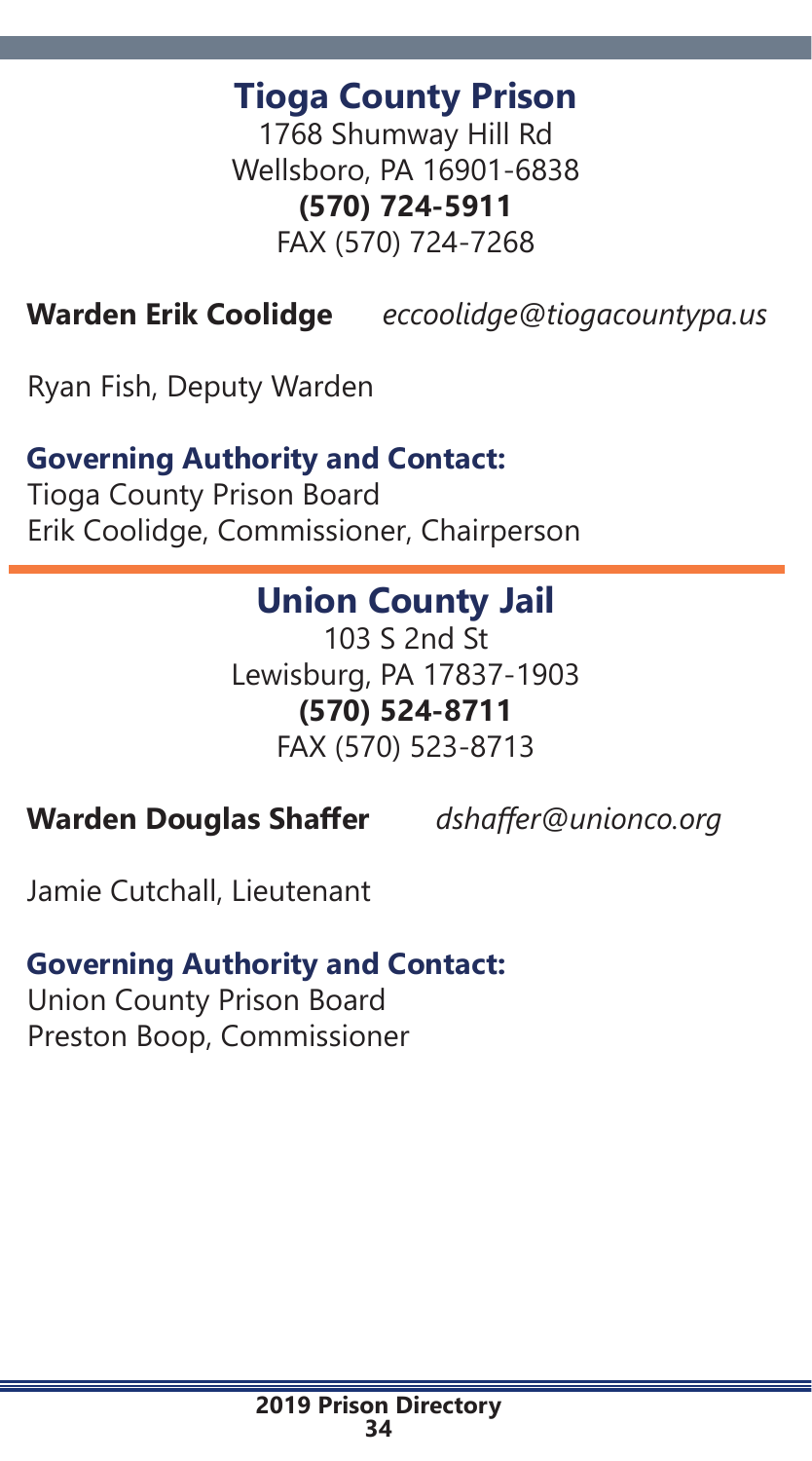## Tioga County Prison

1768 Shumway Hill Rd
Wellsboro, PA 16901-6838
**(570) 724-5911**
FAX (570) 724-7268

**Warden Erik Coolidge** *eccoolidge@tiogacountypa.us*

Ryan Fish, Deputy Warden

**Governing Authority and Contact:**
Tioga County Prison Board
Erik Coolidge, Commissioner, Chairperson

## Union County Jail

103 S 2nd St
Lewisburg, PA 17837-1903
**(570) 524-8711**
FAX (570) 523-8713

**Warden Douglas Shaffer** *dshaffer@unionco.org*

Jamie Cutchall, Lieutenant

**Governing Authority and Contact:**
Union County Prison Board
Preston Boop, Commissioner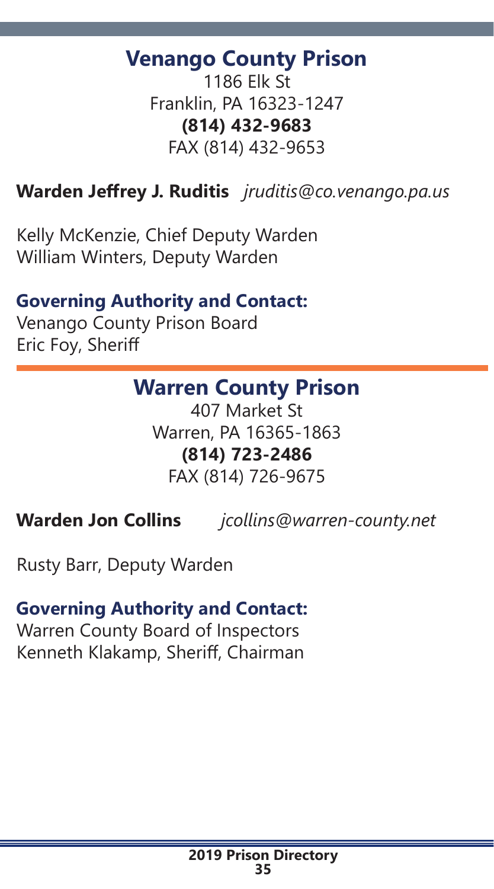## Venango County Prison

1186 Elk St
Franklin, PA 16323-1247
**(814) 432-9683**
FAX (814) 432-9653

**Warden Jeffrey J. Ruditis** *jruditis@co.venango.pa.us*

Kelly McKenzie, Chief Deputy Warden
William Winters, Deputy Warden

### Governing Authority and Contact:

Venango County Prison Board
Eric Foy, Sheriff

## Warren County Prison

407 Market St
Warren, PA 16365-1863
**(814) 723-2486**
FAX (814) 726-9675

**Warden Jon Collins** *jcollins@warren-county.net*

Rusty Barr, Deputy Warden

### Governing Authority and Contact:

Warren County Board of Inspectors
Kenneth Klakamp, Sheriff, Chairman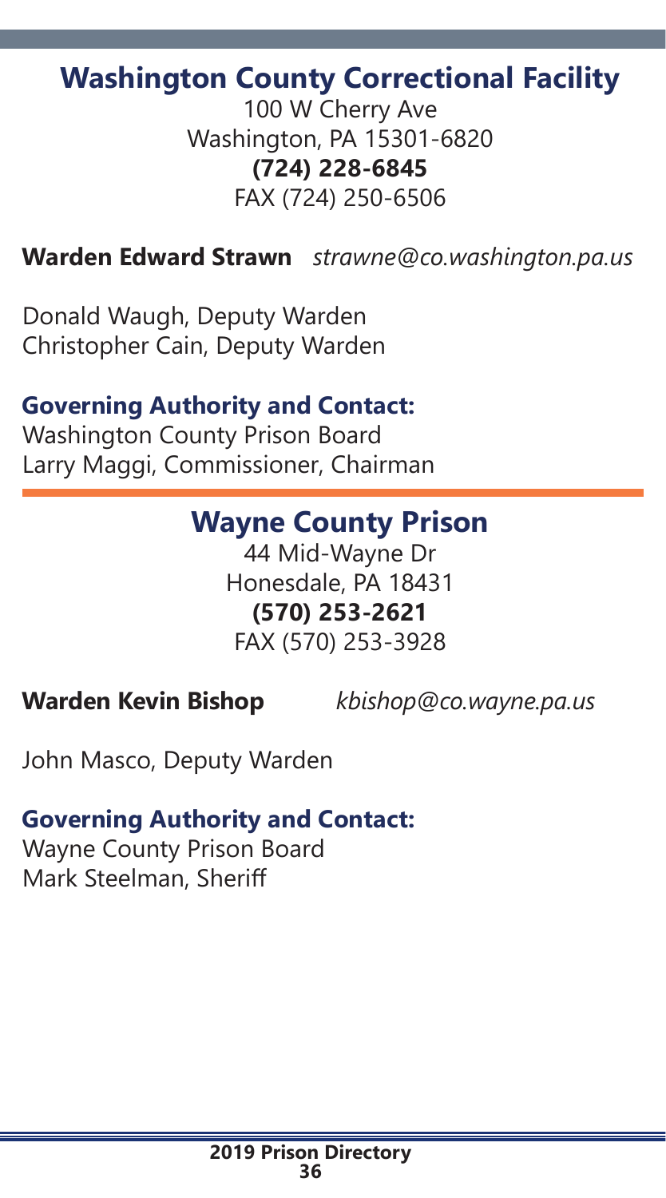## Washington County Correctional Facility

100 W Cherry Ave
Washington, PA 15301-6820
**(724) 228-6845**
FAX (724) 250-6506

**Warden Edward Strawn** *strawne@co.washington.pa.us*

Donald Waugh, Deputy Warden
Christopher Cain, Deputy Warden

**Governing Authority and Contact:**
Washington County Prison Board
Larry Maggi, Commissioner, Chairman

## Wayne County Prison

44 Mid-Wayne Dr
Honesdale, PA 18431
**(570) 253-2621**
FAX (570) 253-3928

**Warden Kevin Bishop** *kbishop@co.wayne.pa.us*

John Masco, Deputy Warden

**Governing Authority and Contact:**
Wayne County Prison Board
Mark Steelman, Sheriff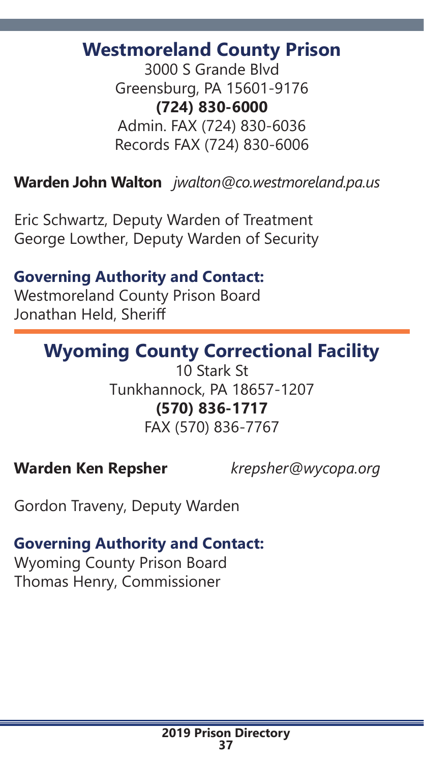## Westmoreland County Prison

3000 S Grande Blvd
Greensburg, PA 15601-9176
**(724) 830-6000**
Admin. FAX (724) 830-6036
Records FAX (724) 830-6006

**Warden John Walton** *jwalton@co.westmoreland.pa.us*

Eric Schwartz, Deputy Warden of Treatment
George Lowther, Deputy Warden of Security

**Governing Authority and Contact:**
Westmoreland County Prison Board
Jonathan Held, Sheriff

## Wyoming County Correctional Facility

10 Stark St
Tunkhannock, PA 18657-1207
**(570) 836-1717**
FAX (570) 836-7767

**Warden Ken Repsher** *krepsher@wycopa.org*

Gordon Traveny, Deputy Warden

**Governing Authority and Contact:**
Wyoming County Prison Board
Thomas Henry, Commissioner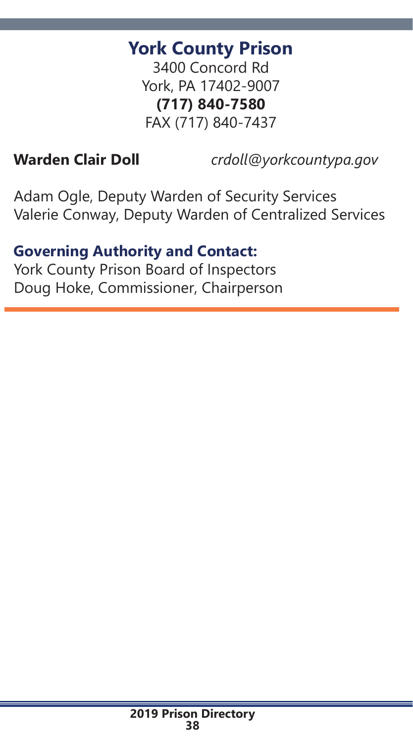## York County Prison

3400 Concord Rd
York, PA 17402-9007
**(717) 840-7580**
FAX (717) 840-7437

**Warden Clair Doll** *crdoll@yorkcountypa.gov*

Adam Ogle, Deputy Warden of Security Services
Valerie Conway, Deputy Warden of Centralized Services

### Governing Authority and Contact:

York County Prison Board of Inspectors
Doug Hoke, Commissioner, Chairperson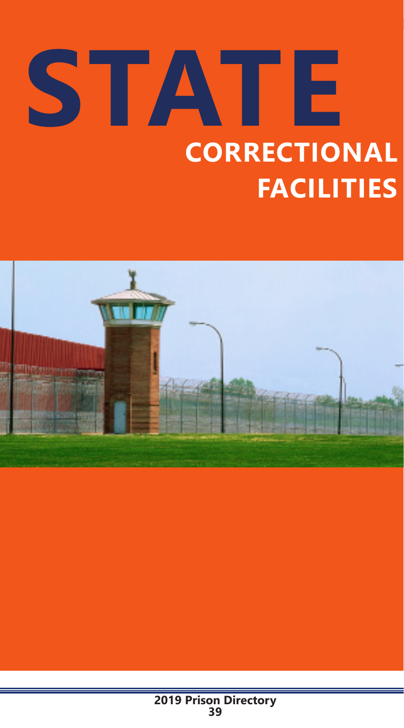# STATE

## CORRECTIONAL FACILITIES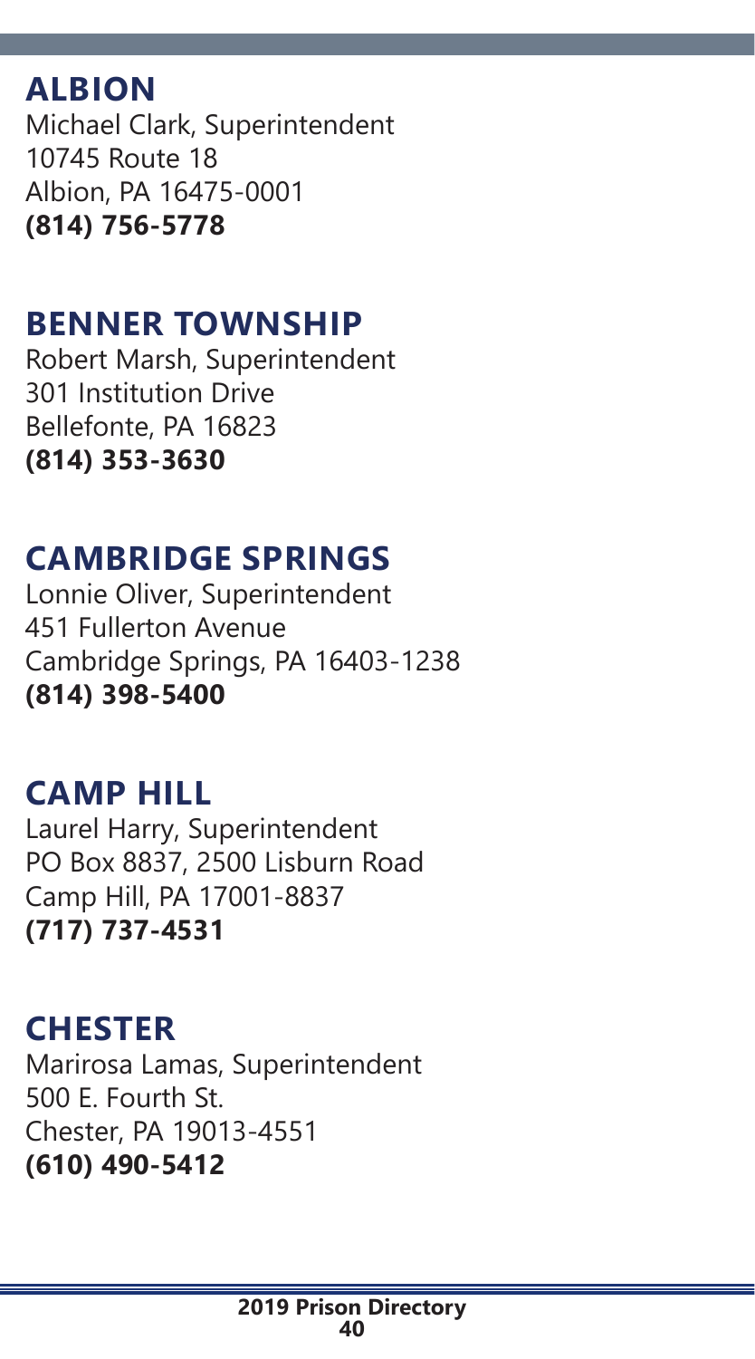## ALBION

Michael Clark, Superintendent
10745 Route 18
Albion, PA 16475-0001
**(814) 756-5778**

## BENNER TOWNSHIP

Robert Marsh, Superintendent
301 Institution Drive
Bellefonte, PA 16823
**(814) 353-3630**

## CAMBRIDGE SPRINGS

Lonnie Oliver, Superintendent
451 Fullerton Avenue
Cambridge Springs, PA 16403-1238
**(814) 398-5400**

## CAMP HILL

Laurel Harry, Superintendent
PO Box 8837, 2500 Lisburn Road
Camp Hill, PA 17001-8837
**(717) 737-4531**

## CHESTER

Marirosa Lamas, Superintendent
500 E. Fourth St.
Chester, PA 19013-4551
**(610) 490-5412**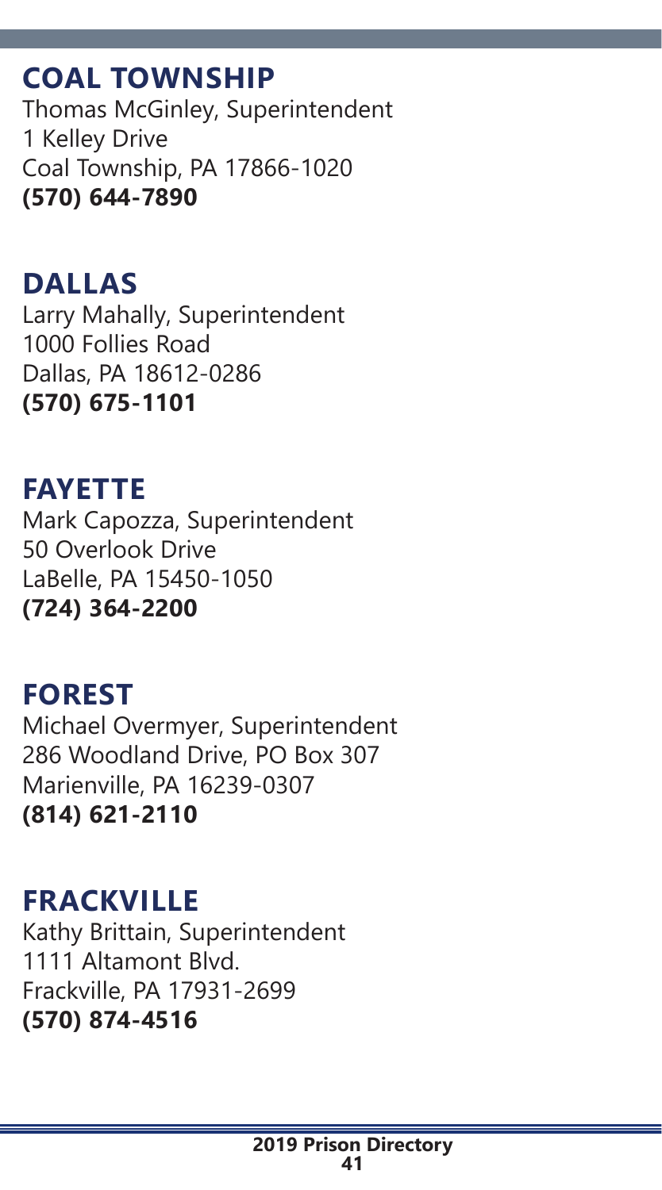## COAL TOWNSHIP

Thomas McGinley, Superintendent
1 Kelley Drive
Coal Township, PA 17866-1020
**(570) 644-7890**

## DALLAS

Larry Mahally, Superintendent
1000 Follies Road
Dallas, PA 18612-0286
**(570) 675-1101**

## FAYETTE

Mark Capozza, Superintendent
50 Overlook Drive
LaBelle, PA 15450-1050
**(724) 364-2200**

## FOREST

Michael Overmyer, Superintendent
286 Woodland Drive, PO Box 307
Marienville, PA 16239-0307
**(814) 621-2110**

## FRACKVILLE

Kathy Brittain, Superintendent
1111 Altamont Blvd.
Frackville, PA 17931-2699
**(570) 874-4516**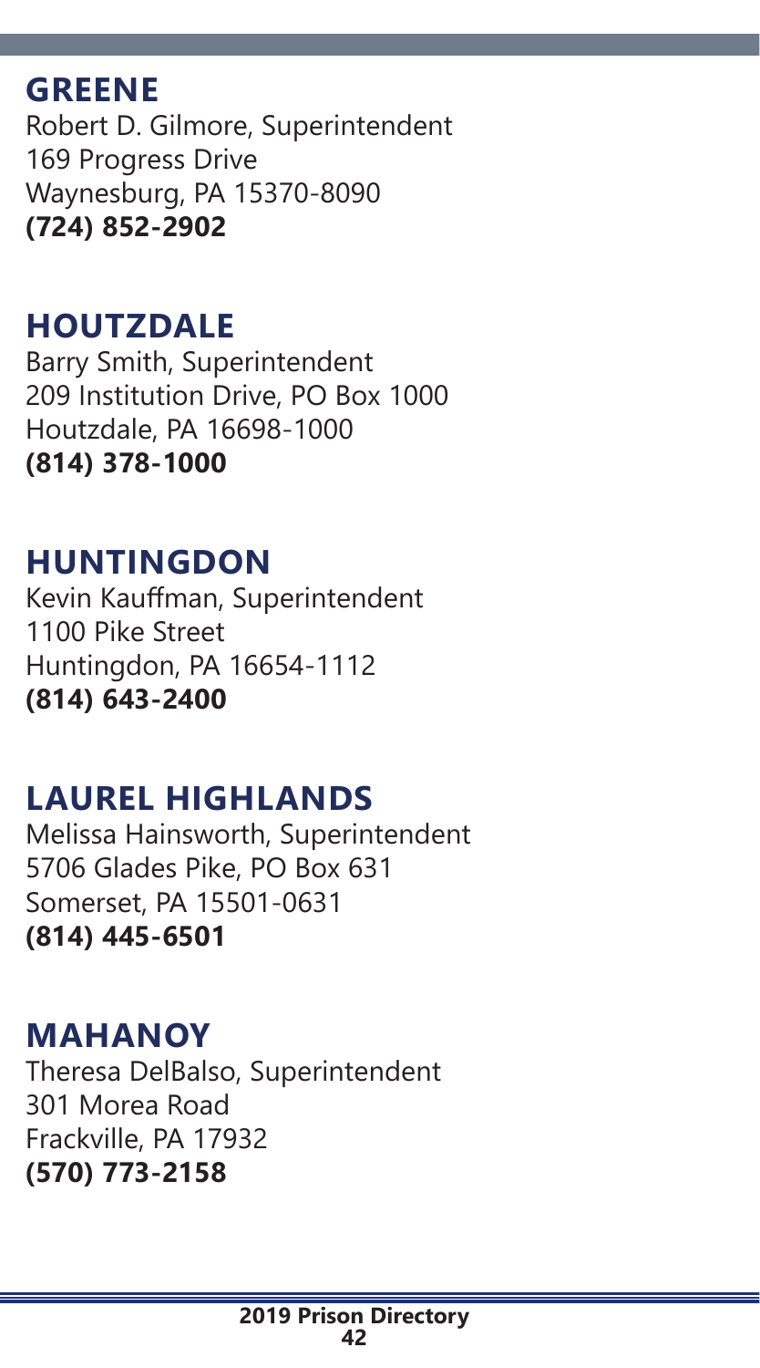## GREENE

Robert D. Gilmore, Superintendent
169 Progress Drive
Waynesburg, PA 15370-8090
**(724) 852-2902**

## HOUTZDALE

Barry Smith, Superintendent
209 Institution Drive, PO Box 1000
Houtzdale, PA 16698-1000
**(814) 378-1000**

## HUNTINGDON

Kevin Kauffman, Superintendent
1100 Pike Street
Huntingdon, PA 16654-1112
**(814) 643-2400**

## LAUREL HIGHLANDS

Melissa Hainsworth, Superintendent
5706 Glades Pike, PO Box 631
Somerset, PA 15501-0631
**(814) 445-6501**

## MAHANOY

Theresa DelBalso, Superintendent
301 Morea Road
Frackville, PA 17932
**(570) 773-2158**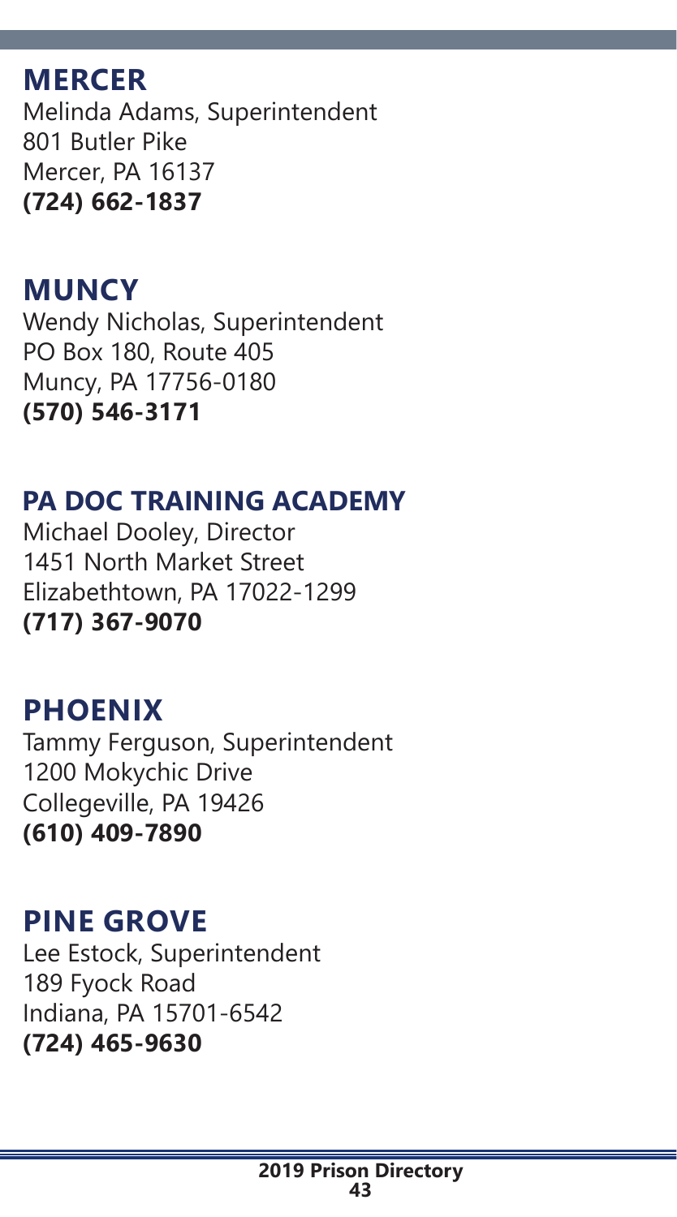## MERCER

Melinda Adams, Superintendent
801 Butler Pike
Mercer, PA 16137
**(724) 662-1837**

## MUNCY

Wendy Nicholas, Superintendent
PO Box 180, Route 405
Muncy, PA 17756-0180
**(570) 546-3171**

## PA DOC TRAINING ACADEMY

Michael Dooley, Director
1451 North Market Street
Elizabethtown, PA 17022-1299
**(717) 367-9070**

## PHOENIX

Tammy Ferguson, Superintendent
1200 Mokychic Drive
Collegeville, PA 19426
**(610) 409-7890**

## PINE GROVE

Lee Estock, Superintendent
189 Fyock Road
Indiana, PA 15701-6542
**(724) 465-9630**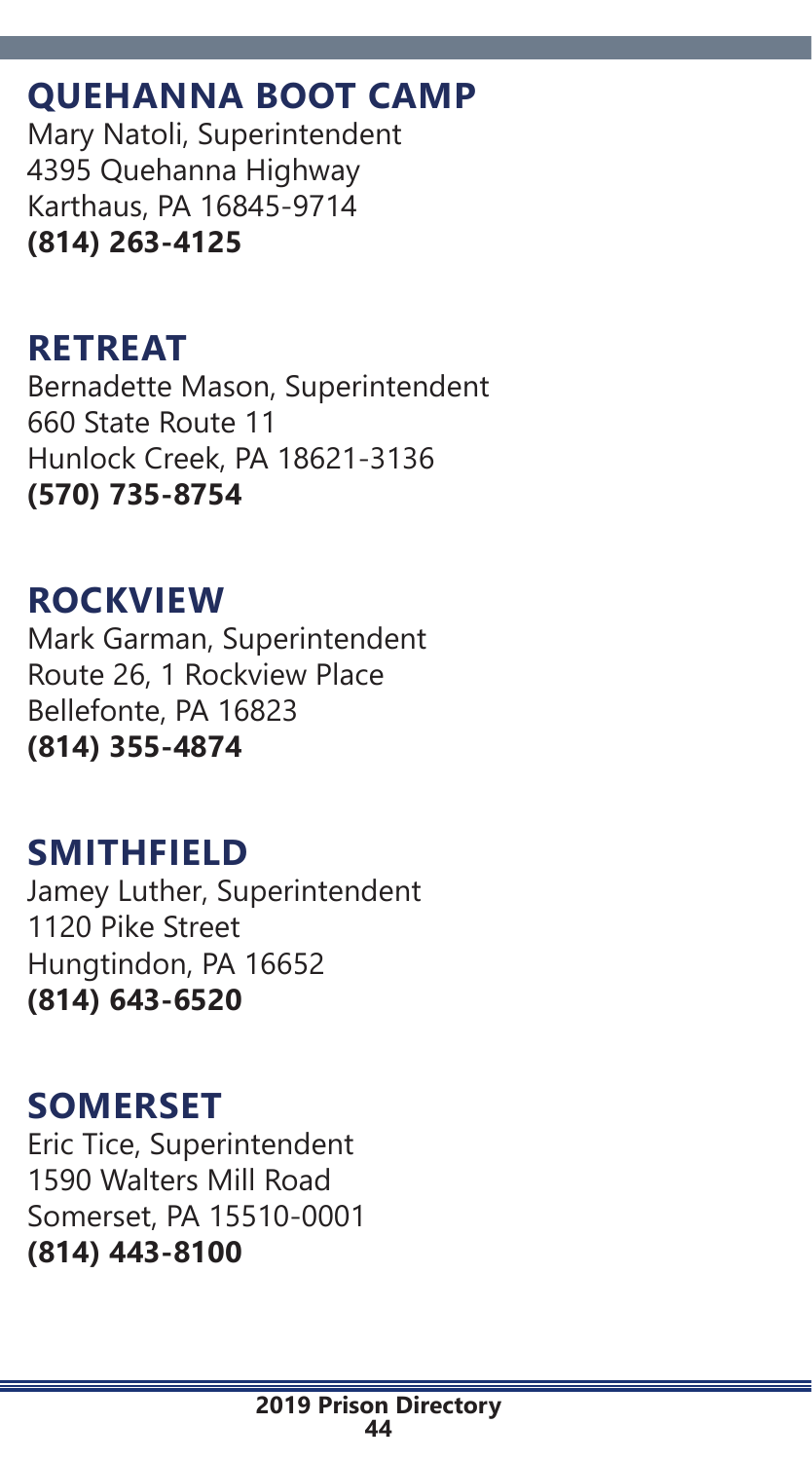## QUEHANNA BOOT CAMP

Mary Natoli, Superintendent
4395 Quehanna Highway
Karthaus, PA 16845-9714
**(814) 263-4125**

## RETREAT

Bernadette Mason, Superintendent
660 State Route 11
Hunlock Creek, PA 18621-3136
**(570) 735-8754**

## ROCKVIEW

Mark Garman, Superintendent
Route 26, 1 Rockview Place
Bellefonte, PA 16823
**(814) 355-4874**

## SMITHFIELD

Jamey Luther, Superintendent
1120 Pike Street
Hungtindon, PA 16652
**(814) 643-6520**

## SOMERSET

Eric Tice, Superintendent
1590 Walters Mill Road
Somerset, PA 15510-0001
**(814) 443-8100**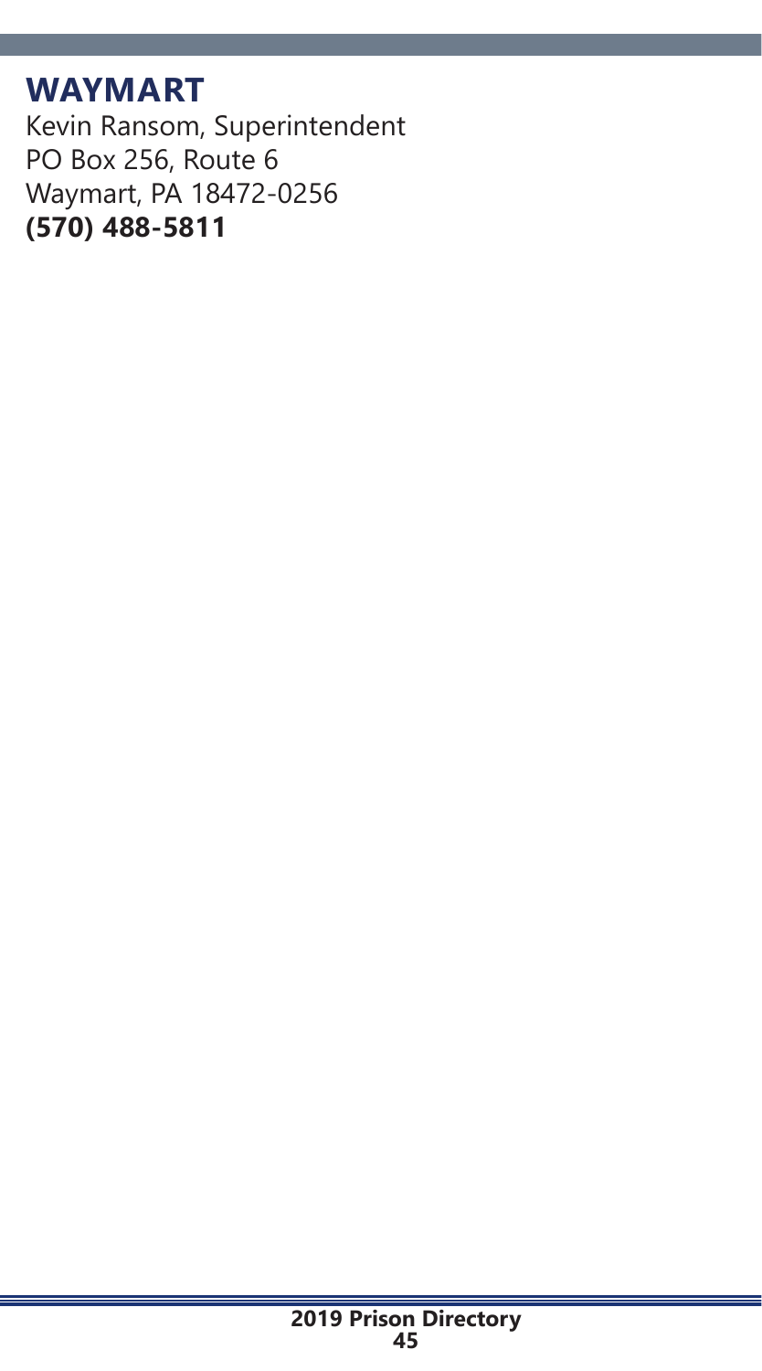## WAYMART

Kevin Ransom, Superintendent
PO Box 256, Route 6
Waymart, PA 18472-0256
**(570) 488-5811**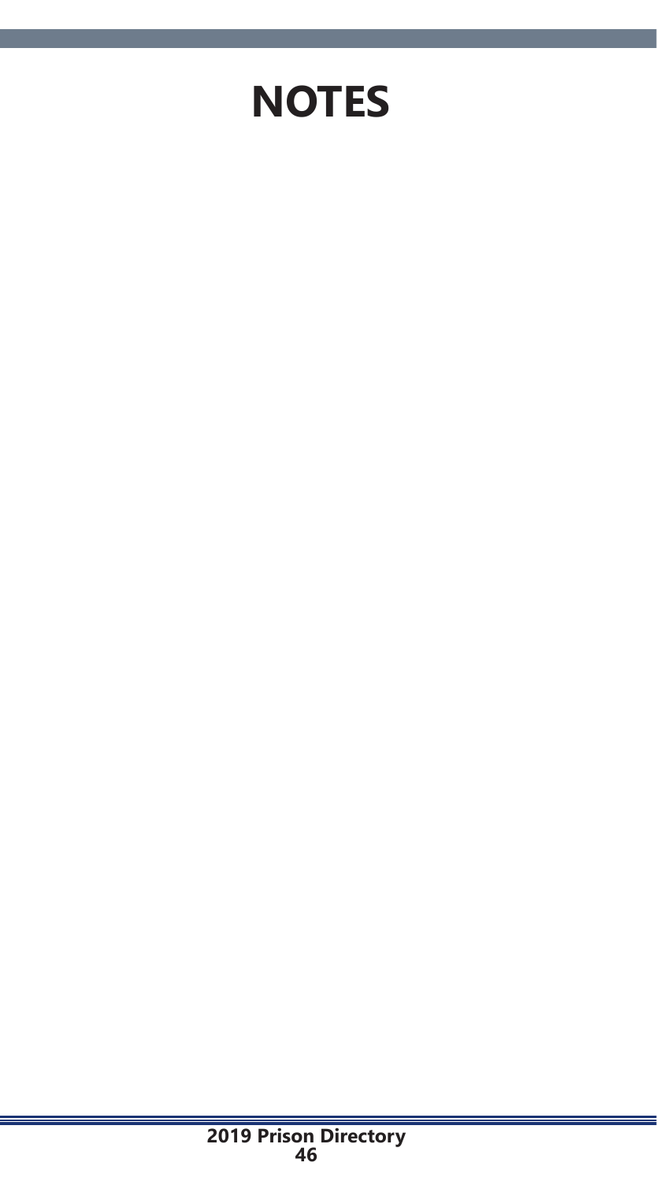# NOTES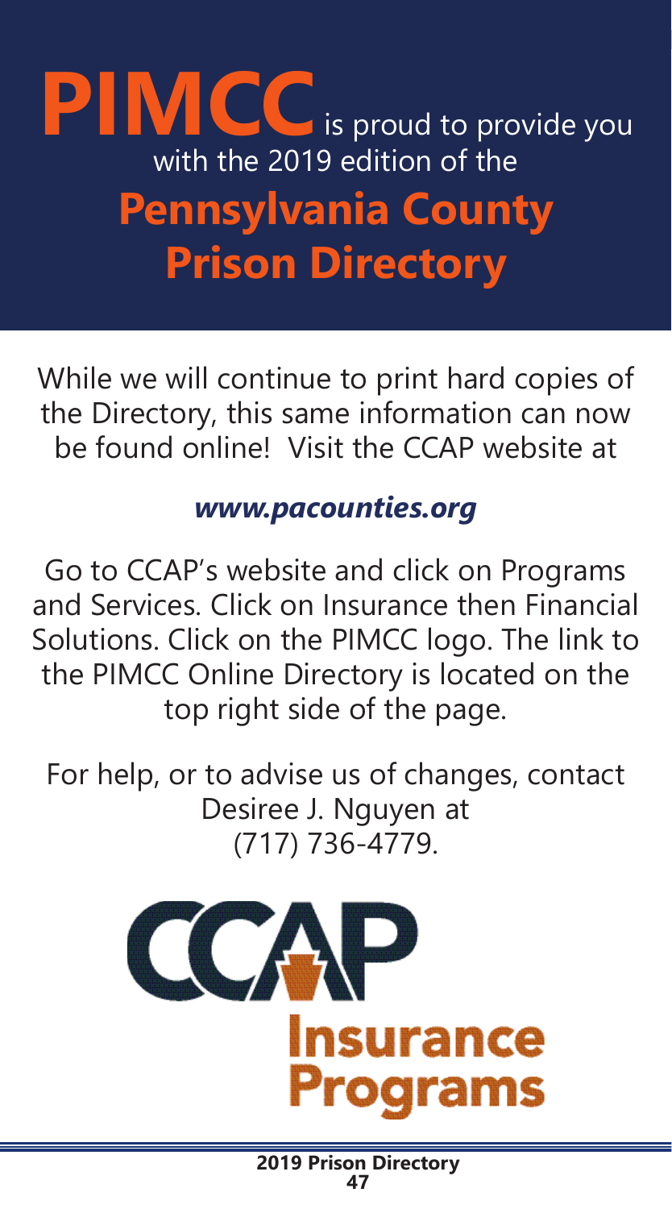# **PIMCC** is proud to provide you with the 2019 edition of the **Pennsylvania County Prison Directory**

While we will continue to print hard copies of the Directory, this same information can now be found online! Visit the CCAP website at

***www.pacounties.org***

Go to CCAP's website and click on Programs and Services. Click on Insurance then Financial Solutions. Click on the PIMCC logo. The link to the PIMCC Online Directory is located on the top right side of the page.

For help, or to advise us of changes, contact Desiree J. Nguyen at (717) 736-4779.

CCAP
Insurance Programs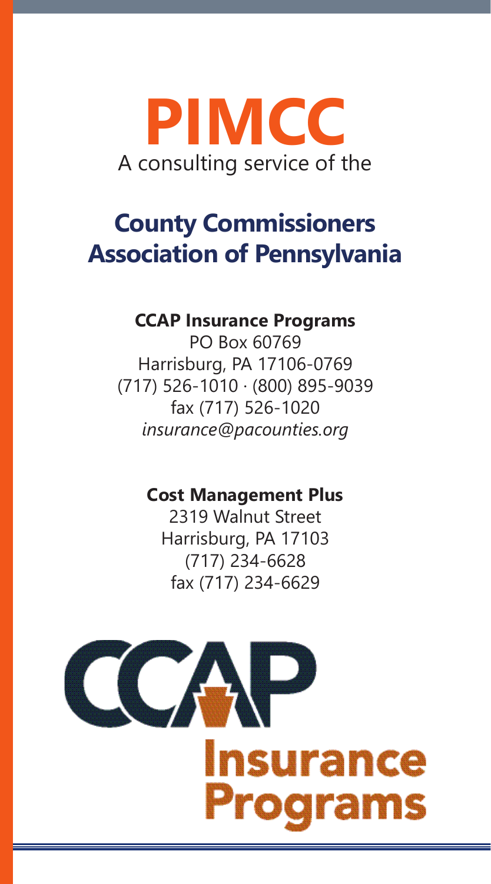# PIMCC

A consulting service of the

## County Commissioners Association of Pennsylvania

**CCAP Insurance Programs**

PO Box 60769
Harrisburg, PA 17106-0769
(717) 526-1010 · (800) 895-9039
fax (717) 526-1020
*insurance@pacounties.org*

**Cost Management Plus**

2319 Walnut Street
Harrisburg, PA 17103
(717) 234-6628
fax (717) 234-6629

CCAP Insurance Programs